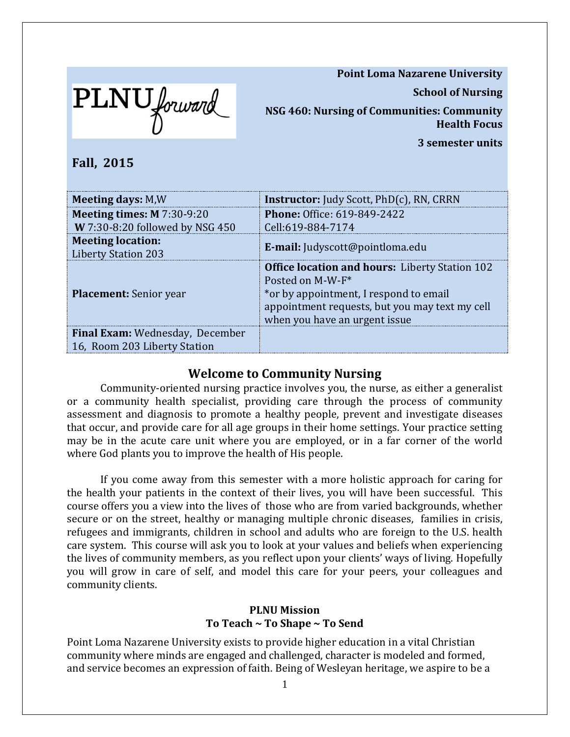PLNU forward

**Point Loma Nazarene University**

**School of Nursing**

**NSG 460: Nursing of Communities: Community Health Focus**

**3 semester units**

**Fall, 2015**

| | |
|---|---|
| **Meeting days:** M,W | **Instructor:** Judy Scott, PhD(c), RN, CRRN |
| **Meeting times: M** 7:30-9:20<br>**W** 7:30-8:20 followed by NSG 450 | **Phone:** Office: 619-849-2422<br>Cell:619-884-7174 |
| **Meeting location:**<br>Liberty Station 203 | **E-mail:** Judyscott@pointloma.edu |
| **Placement:** Senior year | **Office location and hours:** Liberty Station 102<br>Posted on M-W-F*<br>*or by appointment, I respond to email appointment requests, but you may text my cell when you have an urgent issue |
| **Final Exam:** Wednesday, December 16, Room 203 Liberty Station | |

## Welcome to Community Nursing

Community-oriented nursing practice involves you, the nurse, as either a generalist or a community health specialist, providing care through the process of community assessment and diagnosis to promote a healthy people, prevent and investigate diseases that occur, and provide care for all age groups in their home settings. Your practice setting may be in the acute care unit where you are employed, or in a far corner of the world where God plants you to improve the health of His people.

If you come away from this semester with a more holistic approach for caring for the health your patients in the context of their lives, you will have been successful. This course offers you a view into the lives of those who are from varied backgrounds, whether secure or on the street, healthy or managing multiple chronic diseases, families in crisis, refugees and immigrants, children in school and adults who are foreign to the U.S. health care system. This course will ask you to look at your values and beliefs when experiencing the lives of community members, as you reflect upon your clients' ways of living. Hopefully you will grow in care of self, and model this care for your peers, your colleagues and community clients.

### PLNU Mission
### To Teach ~ To Shape ~ To Send

Point Loma Nazarene University exists to provide higher education in a vital Christian community where minds are engaged and challenged, character is modeled and formed, and service becomes an expression of faith. Being of Wesleyan heritage, we aspire to be a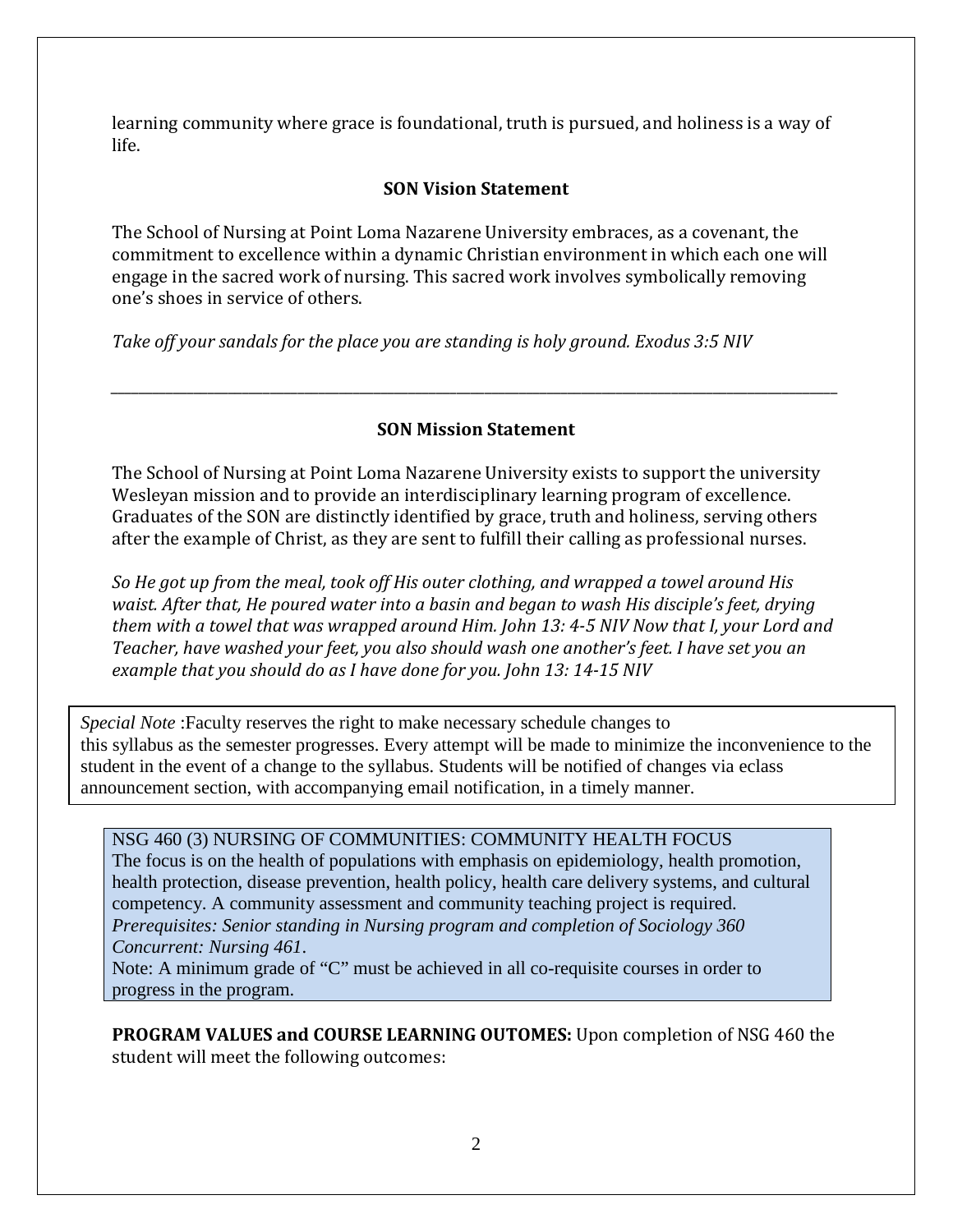learning community where grace is foundational, truth is pursued, and holiness is a way of life.

### SON Vision Statement

The School of Nursing at Point Loma Nazarene University embraces, as a covenant, the commitment to excellence within a dynamic Christian environment in which each one will engage in the sacred work of nursing. This sacred work involves symbolically removing one's shoes in service of others.

*Take off your sandals for the place you are standing is holy ground. Exodus 3:5 NIV*

---

### SON Mission Statement

The School of Nursing at Point Loma Nazarene University exists to support the university Wesleyan mission and to provide an interdisciplinary learning program of excellence. Graduates of the SON are distinctly identified by grace, truth and holiness, serving others after the example of Christ, as they are sent to fulfill their calling as professional nurses.

*So He got up from the meal, took off His outer clothing, and wrapped a towel around His waist. After that, He poured water into a basin and began to wash His disciple's feet, drying them with a towel that was wrapped around Him. John 13: 4-5 NIV Now that I, your Lord and Teacher, have washed your feet, you also should wash one another's feet. I have set you an example that you should do as I have done for you. John 13: 14-15 NIV*

*Special Note* :Faculty reserves the right to make necessary schedule changes to this syllabus as the semester progresses. Every attempt will be made to minimize the inconvenience to the student in the event of a change to the syllabus. Students will be notified of changes via eclass announcement section, with accompanying email notification, in a timely manner.

NSG 460 (3) NURSING OF COMMUNITIES: COMMUNITY HEALTH FOCUS
The focus is on the health of populations with emphasis on epidemiology, health promotion, health protection, disease prevention, health policy, health care delivery systems, and cultural competency. A community assessment and community teaching project is required.
*Prerequisites: Senior standing in Nursing program and completion of Sociology 360*
*Concurrent: Nursing 461*.
Note: A minimum grade of "C" must be achieved in all co-requisite courses in order to progress in the program.

**PROGRAM VALUES and COURSE LEARNING OUTOMES:** Upon completion of NSG 460 the student will meet the following outcomes: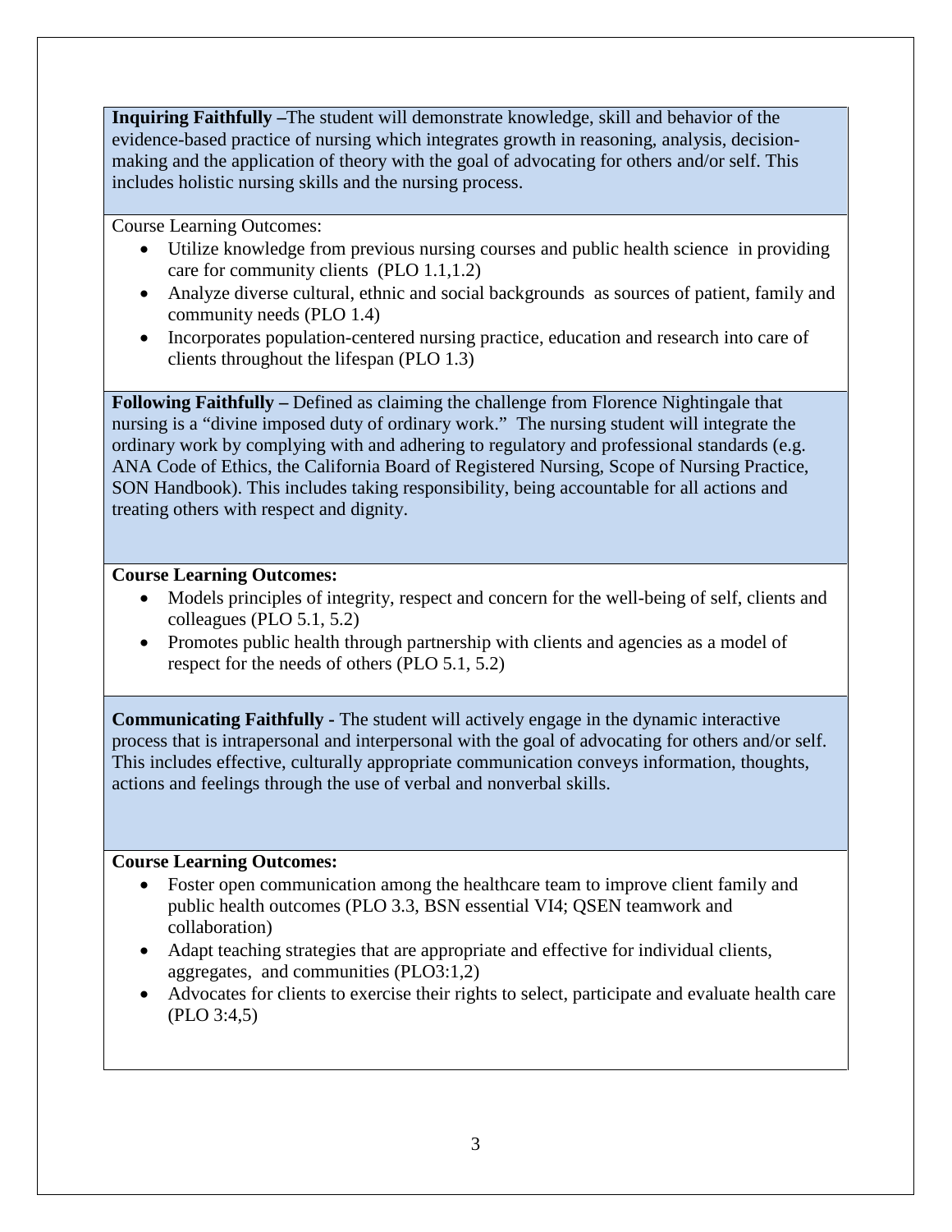**Inquiring Faithfully –**The student will demonstrate knowledge, skill and behavior of the evidence-based practice of nursing which integrates growth in reasoning, analysis, decision-making and the application of theory with the goal of advocating for others and/or self. This includes holistic nursing skills and the nursing process.

Course Learning Outcomes:

- Utilize knowledge from previous nursing courses and public health science in providing care for community clients (PLO 1.1,1.2)
- Analyze diverse cultural, ethnic and social backgrounds as sources of patient, family and community needs (PLO 1.4)
- Incorporates population-centered nursing practice, education and research into care of clients throughout the lifespan (PLO 1.3)

**Following Faithfully –** Defined as claiming the challenge from Florence Nightingale that nursing is a "divine imposed duty of ordinary work." The nursing student will integrate the ordinary work by complying with and adhering to regulatory and professional standards (e.g. ANA Code of Ethics, the California Board of Registered Nursing, Scope of Nursing Practice, SON Handbook). This includes taking responsibility, being accountable for all actions and treating others with respect and dignity.

**Course Learning Outcomes:**

- Models principles of integrity, respect and concern for the well-being of self, clients and colleagues (PLO 5.1, 5.2)
- Promotes public health through partnership with clients and agencies as a model of respect for the needs of others (PLO 5.1, 5.2)

**Communicating Faithfully -** The student will actively engage in the dynamic interactive process that is intrapersonal and interpersonal with the goal of advocating for others and/or self. This includes effective, culturally appropriate communication conveys information, thoughts, actions and feelings through the use of verbal and nonverbal skills.

**Course Learning Outcomes:**

- Foster open communication among the healthcare team to improve client family and public health outcomes (PLO 3.3, BSN essential VI4; QSEN teamwork and collaboration)
- Adapt teaching strategies that are appropriate and effective for individual clients, aggregates, and communities (PLO3:1,2)
- Advocates for clients to exercise their rights to select, participate and evaluate health care (PLO 3:4,5)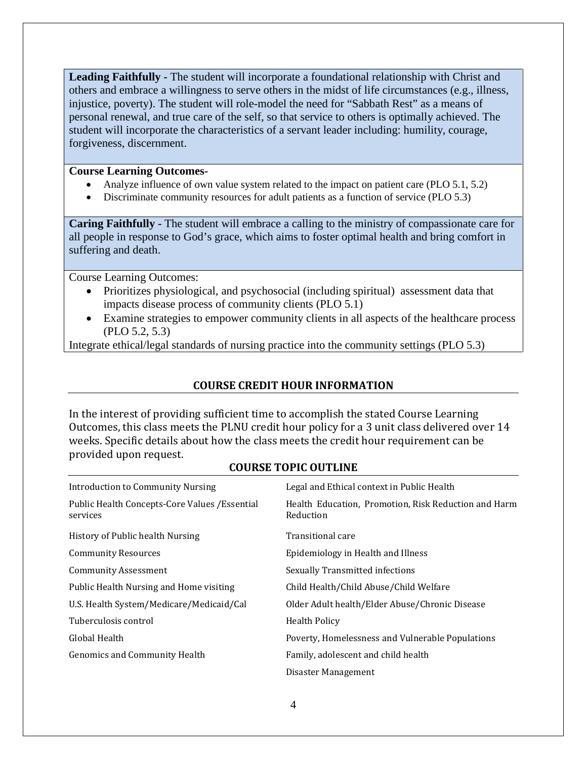**Leading Faithfully -** The student will incorporate a foundational relationship with Christ and others and embrace a willingness to serve others in the midst of life circumstances (e.g., illness, injustice, poverty). The student will role-model the need for "Sabbath Rest" as a means of personal renewal, and true care of the self, so that service to others is optimally achieved. The student will incorporate the characteristics of a servant leader including: humility, courage, forgiveness, discernment.

**Course Learning Outcomes-**

- Analyze influence of own value system related to the impact on patient care (PLO 5.1, 5.2)
- Discriminate community resources for adult patients as a function of service (PLO 5.3)

**Caring Faithfully -** The student will embrace a calling to the ministry of compassionate care for all people in response to God's grace, which aims to foster optimal health and bring comfort in suffering and death.

Course Learning Outcomes:

- Prioritizes physiological, and psychosocial (including spiritual) assessment data that impacts disease process of community clients (PLO 5.1)
- Examine strategies to empower community clients in all aspects of the healthcare process (PLO 5.2, 5.3)

Integrate ethical/legal standards of nursing practice into the community settings (PLO 5.3)

## COURSE CREDIT HOUR INFORMATION

In the interest of providing sufficient time to accomplish the stated Course Learning Outcomes, this class meets the PLNU credit hour policy for a 3 unit class delivered over 14 weeks. Specific details about how the class meets the credit hour requirement can be provided upon request.

## COURSE TOPIC OUTLINE

| | |
|---|---|
| Introduction to Community Nursing | Legal and Ethical context in Public Health |
| Public Health Concepts-Core Values /Essential services | Health Education, Promotion, Risk Reduction and Harm Reduction |
| History of Public health Nursing | Transitional care |
| Community Resources | Epidemiology in Health and Illness |
| Community Assessment | Sexually Transmitted infections |
| Public Health Nursing and Home visiting | Child Health/Child Abuse/Child Welfare |
| U.S. Health System/Medicare/Medicaid/Cal | Older Adult health/Elder Abuse/Chronic Disease |
| Tuberculosis control | Health Policy |
| Global Health | Poverty, Homelessness and Vulnerable Populations |
| Genomics and Community Health | Family, adolescent and child health |
| | Disaster Management |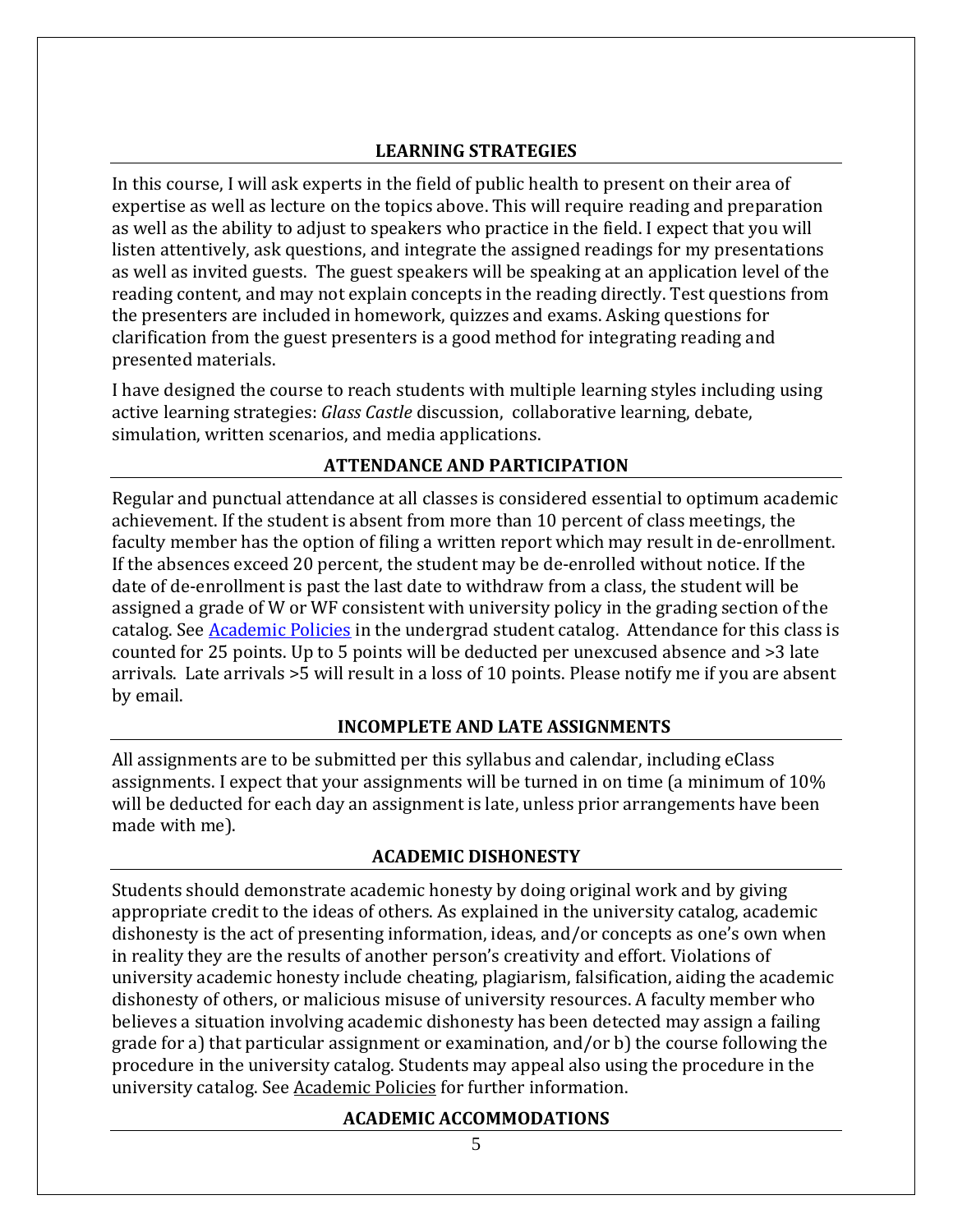## LEARNING STRATEGIES

In this course, I will ask experts in the field of public health to present on their area of expertise as well as lecture on the topics above. This will require reading and preparation as well as the ability to adjust to speakers who practice in the field. I expect that you will listen attentively, ask questions, and integrate the assigned readings for my presentations as well as invited guests. The guest speakers will be speaking at an application level of the reading content, and may not explain concepts in the reading directly. Test questions from the presenters are included in homework, quizzes and exams. Asking questions for clarification from the guest presenters is a good method for integrating reading and presented materials.

I have designed the course to reach students with multiple learning styles including using active learning strategies: *Glass Castle* discussion, collaborative learning, debate, simulation, written scenarios, and media applications.

## ATTENDANCE AND PARTICIPATION

Regular and punctual attendance at all classes is considered essential to optimum academic achievement. If the student is absent from more than 10 percent of class meetings, the faculty member has the option of filing a written report which may result in de-enrollment. If the absences exceed 20 percent, the student may be de-enrolled without notice. If the date of de-enrollment is past the last date to withdraw from a class, the student will be assigned a grade of W or WF consistent with university policy in the grading section of the catalog. See [Academic Policies] in the undergrad student catalog. Attendance for this class is counted for 25 points. Up to 5 points will be deducted per unexcused absence and >3 late arrivals. Late arrivals >5 will result in a loss of 10 points. Please notify me if you are absent by email.

## INCOMPLETE AND LATE ASSIGNMENTS

All assignments are to be submitted per this syllabus and calendar, including eClass assignments. I expect that your assignments will be turned in on time (a minimum of 10% will be deducted for each day an assignment is late, unless prior arrangements have been made with me).

## ACADEMIC DISHONESTY

Students should demonstrate academic honesty by doing original work and by giving appropriate credit to the ideas of others. As explained in the university catalog, academic dishonesty is the act of presenting information, ideas, and/or concepts as one's own when in reality they are the results of another person's creativity and effort. Violations of university academic honesty include cheating, plagiarism, falsification, aiding the academic dishonesty of others, or malicious misuse of university resources. A faculty member who believes a situation involving academic dishonesty has been detected may assign a failing grade for a) that particular assignment or examination, and/or b) the course following the procedure in the university catalog. Students may appeal also using the procedure in the university catalog. See Academic Policies for further information.

## ACADEMIC ACCOMMODATIONS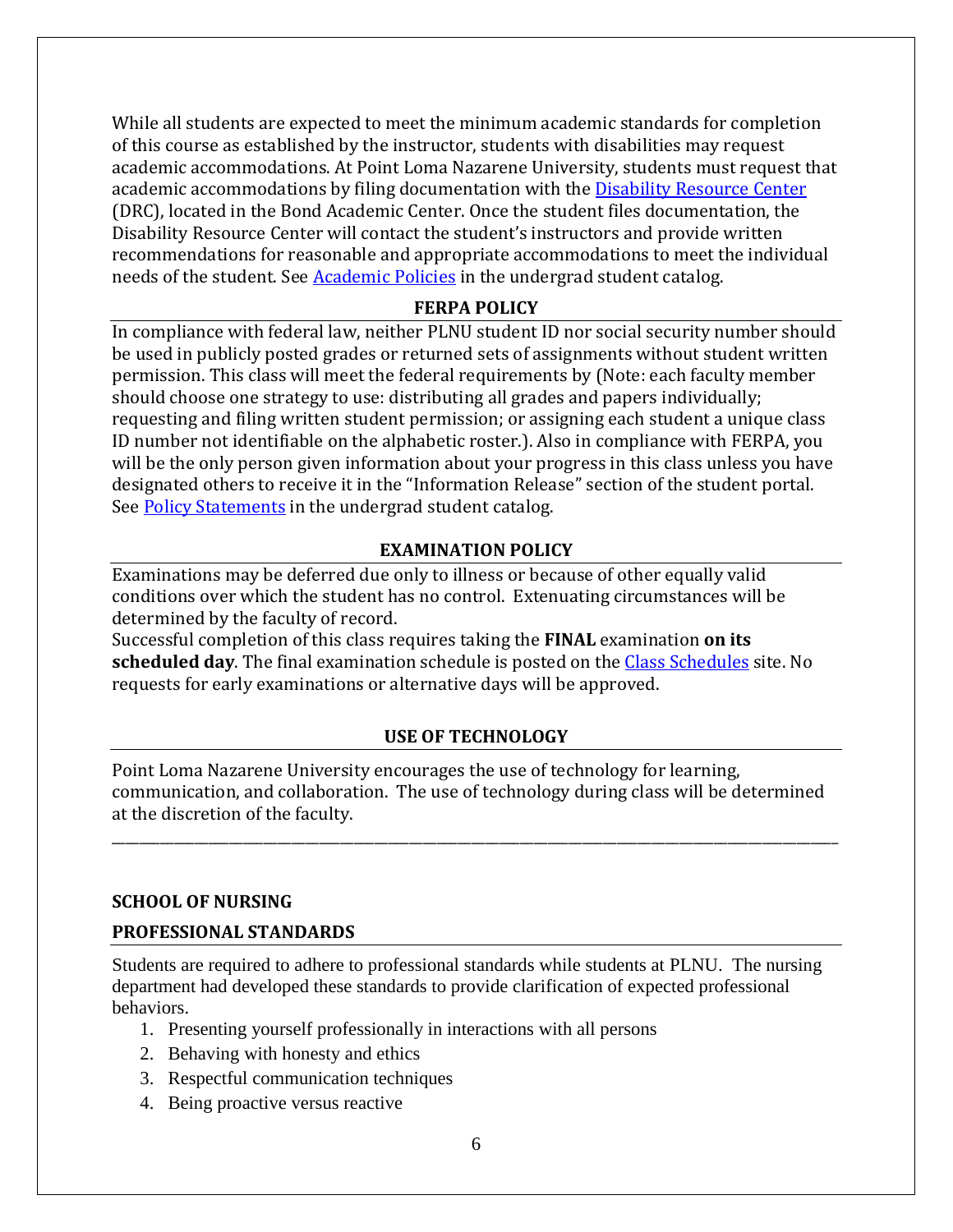While all students are expected to meet the minimum academic standards for completion of this course as established by the instructor, students with disabilities may request academic accommodations. At Point Loma Nazarene University, students must request that academic accommodations by filing documentation with the Disability Resource Center (DRC), located in the Bond Academic Center. Once the student files documentation, the Disability Resource Center will contact the student's instructors and provide written recommendations for reasonable and appropriate accommodations to meet the individual needs of the student. See Academic Policies in the undergrad student catalog.

## FERPA POLICY

In compliance with federal law, neither PLNU student ID nor social security number should be used in publicly posted grades or returned sets of assignments without student written permission. This class will meet the federal requirements by (Note: each faculty member should choose one strategy to use: distributing all grades and papers individually; requesting and filing written student permission; or assigning each student a unique class ID number not identifiable on the alphabetic roster.). Also in compliance with FERPA, you will be the only person given information about your progress in this class unless you have designated others to receive it in the "Information Release" section of the student portal. See Policy Statements in the undergrad student catalog.

## EXAMINATION POLICY

Examinations may be deferred due only to illness or because of other equally valid conditions over which the student has no control. Extenuating circumstances will be determined by the faculty of record.

Successful completion of this class requires taking the **FINAL** examination **on its scheduled day**. The final examination schedule is posted on the Class Schedules site. No requests for early examinations or alternative days will be approved.

## USE OF TECHNOLOGY

Point Loma Nazarene University encourages the use of technology for learning, communication, and collaboration. The use of technology during class will be determined at the discretion of the faculty.

---

## SCHOOL OF NURSING

## PROFESSIONAL STANDARDS

Students are required to adhere to professional standards while students at PLNU. The nursing department had developed these standards to provide clarification of expected professional behaviors.

1. Presenting yourself professionally in interactions with all persons
2. Behaving with honesty and ethics
3. Respectful communication techniques
4. Being proactive versus reactive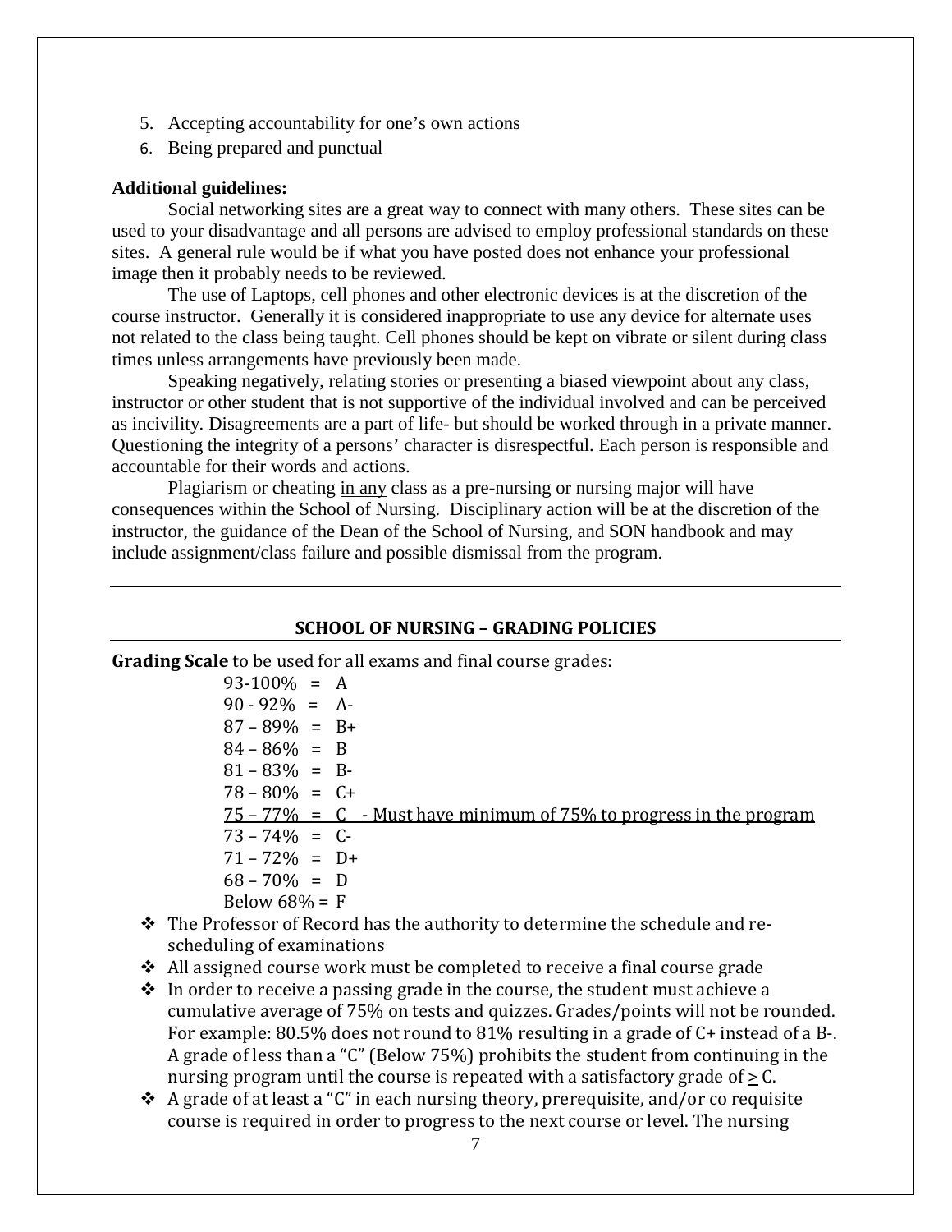5. Accepting accountability for one's own actions
6. Being prepared and punctual

**Additional guidelines:**

Social networking sites are a great way to connect with many others. These sites can be used to your disadvantage and all persons are advised to employ professional standards on these sites. A general rule would be if what you have posted does not enhance your professional image then it probably needs to be reviewed.

The use of Laptops, cell phones and other electronic devices is at the discretion of the course instructor. Generally it is considered inappropriate to use any device for alternate uses not related to the class being taught. Cell phones should be kept on vibrate or silent during class times unless arrangements have previously been made.

Speaking negatively, relating stories or presenting a biased viewpoint about any class, instructor or other student that is not supportive of the individual involved and can be perceived as incivility. Disagreements are a part of life- but should be worked through in a private manner. Questioning the integrity of a persons' character is disrespectful. Each person is responsible and accountable for their words and actions.

Plagiarism or cheating <u>in any</u> class as a pre-nursing or nursing major will have consequences within the School of Nursing. Disciplinary action will be at the discretion of the instructor, the guidance of the Dean of the School of Nursing, and SON handbook and may include assignment/class failure and possible dismissal from the program.

---

## SCHOOL OF NURSING – GRADING POLICIES

**Grading Scale** to be used for all exams and final course grades:

93-100% = A
90 - 92% = A-
87 – 89% = B+
84 – 86% = B
81 – 83% = B-
78 – 80% = C+
<u>75 – 77% = C - Must have minimum of 75% to progress in the program</u>
73 – 74% = C-
71 – 72% = D+
68 – 70% = D
Below 68% = F

- The Professor of Record has the authority to determine the schedule and re-scheduling of examinations
- All assigned course work must be completed to receive a final course grade
- In order to receive a passing grade in the course, the student must achieve a cumulative average of 75% on tests and quizzes. Grades/points will not be rounded. For example: 80.5% does not round to 81% resulting in a grade of C+ instead of a B-. A grade of less than a "C" (Below 75%) prohibits the student from continuing in the nursing program until the course is repeated with a satisfactory grade of $\geq$ C.
- A grade of at least a "C" in each nursing theory, prerequisite, and/or co requisite course is required in order to progress to the next course or level. The nursing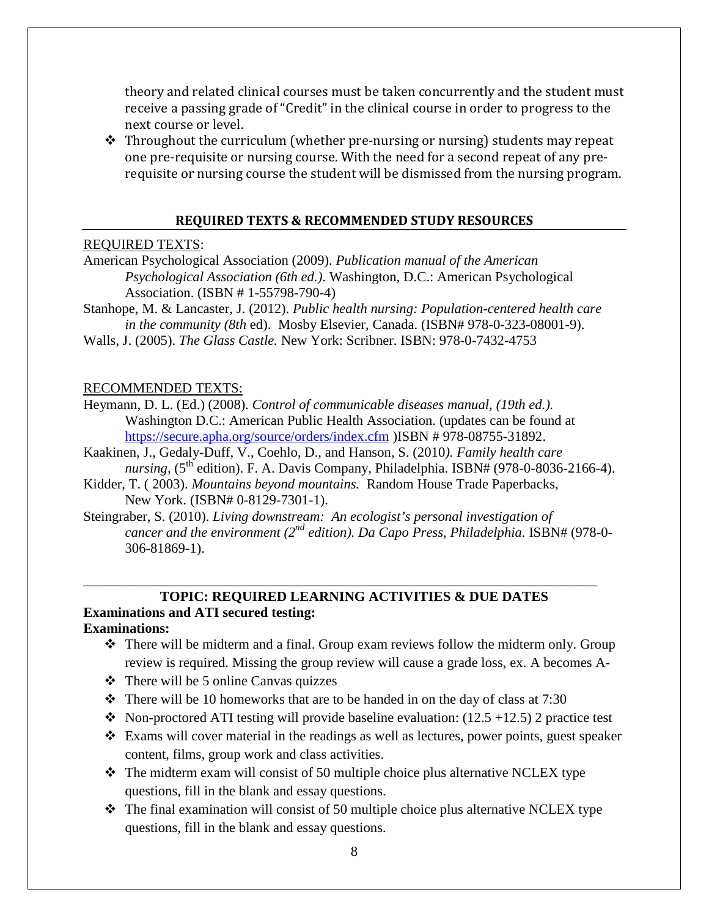theory and related clinical courses must be taken concurrently and the student must receive a passing grade of "Credit" in the clinical course in order to progress to the next course or level.

- Throughout the curriculum (whether pre-nursing or nursing) students may repeat one pre-requisite or nursing course. With the need for a second repeat of any pre-requisite or nursing course the student will be dismissed from the nursing program.

## REQUIRED TEXTS & RECOMMENDED STUDY RESOURCES

REQUIRED TEXTS:

American Psychological Association (2009). *Publication manual of the American Psychological Association (6th ed.)*. Washington, D.C.: American Psychological Association. (ISBN # 1-55798-790-4)

Stanhope, M. & Lancaster, J. (2012). *Public health nursing: Population-centered health care in the community (8th* ed). Mosby Elsevier, Canada. (ISBN# 978-0-323-08001-9).

Walls, J. (2005). *The Glass Castle.* New York: Scribner. ISBN: 978-0-7432-4753

RECOMMENDED TEXTS:

Heymann, D. L. (Ed.) (2008). *Control of communicable diseases manual, (19th ed.).* Washington D.C.: American Public Health Association. (updates can be found at https://secure.apha.org/source/orders/index.cfm )ISBN # 978-08755-31892.

Kaakinen, J., Gedaly-Duff, V., Coehlo, D., and Hanson, S. (2010*). Family health care nursing*, (5th edition). F. A. Davis Company, Philadelphia. ISBN# (978-0-8036-2166-4).

Kidder, T. ( 2003). *Mountains beyond mountains.* Random House Trade Paperbacks, New York. (ISBN# 0-8129-7301-1).

Steingraber, S. (2010). *Living downstream: An ecologist's personal investigation of cancer and the environment (2nd edition). Da Capo Press, Philadelphia.* ISBN# (978-0-306-81869-1).

## TOPIC: REQUIRED LEARNING ACTIVITIES & DUE DATES

**Examinations and ATI secured testing:**

**Examinations:**

- There will be midterm and a final. Group exam reviews follow the midterm only. Group review is required. Missing the group review will cause a grade loss, ex. A becomes A-
- There will be 5 online Canvas quizzes
- There will be 10 homeworks that are to be handed in on the day of class at 7:30
- Non-proctored ATI testing will provide baseline evaluation: (12.5 +12.5) 2 practice test
- Exams will cover material in the readings as well as lectures, power points, guest speaker content, films, group work and class activities.
- The midterm exam will consist of 50 multiple choice plus alternative NCLEX type questions, fill in the blank and essay questions.
- The final examination will consist of 50 multiple choice plus alternative NCLEX type questions, fill in the blank and essay questions.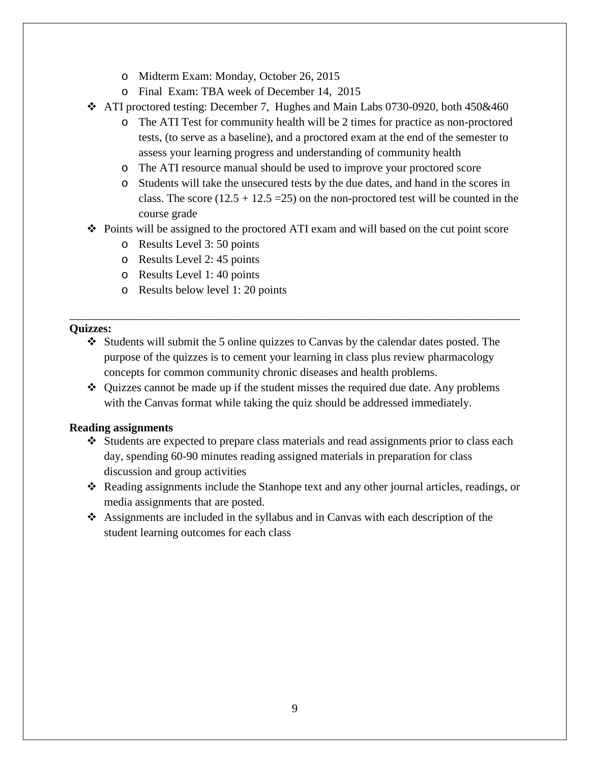- Midterm Exam: Monday, October 26, 2015
- Final Exam: TBA week of December 14, 2015

- ATI proctored testing: December 7, Hughes and Main Labs 0730-0920, both 450&460
  - The ATI Test for community health will be 2 times for practice as non-proctored tests, (to serve as a baseline), and a proctored exam at the end of the semester to assess your learning progress and understanding of community health
  - The ATI resource manual should be used to improve your proctored score
  - Students will take the unsecured tests by the due dates, and hand in the scores in class. The score (12.5 + 12.5 =25) on the non-proctored test will be counted in the course grade
- Points will be assigned to the proctored ATI exam and will based on the cut point score
  - Results Level 3: 50 points
  - Results Level 2: 45 points
  - Results Level 1: 40 points
  - Results below level 1: 20 points

---

**Quizzes:**

- Students will submit the 5 online quizzes to Canvas by the calendar dates posted. The purpose of the quizzes is to cement your learning in class plus review pharmacology concepts for common community chronic diseases and health problems.
- Quizzes cannot be made up if the student misses the required due date. Any problems with the Canvas format while taking the quiz should be addressed immediately.

**Reading assignments**

- Students are expected to prepare class materials and read assignments prior to class each day, spending 60-90 minutes reading assigned materials in preparation for class discussion and group activities
- Reading assignments include the Stanhope text and any other journal articles, readings, or media assignments that are posted.
- Assignments are included in the syllabus and in Canvas with each description of the student learning outcomes for each class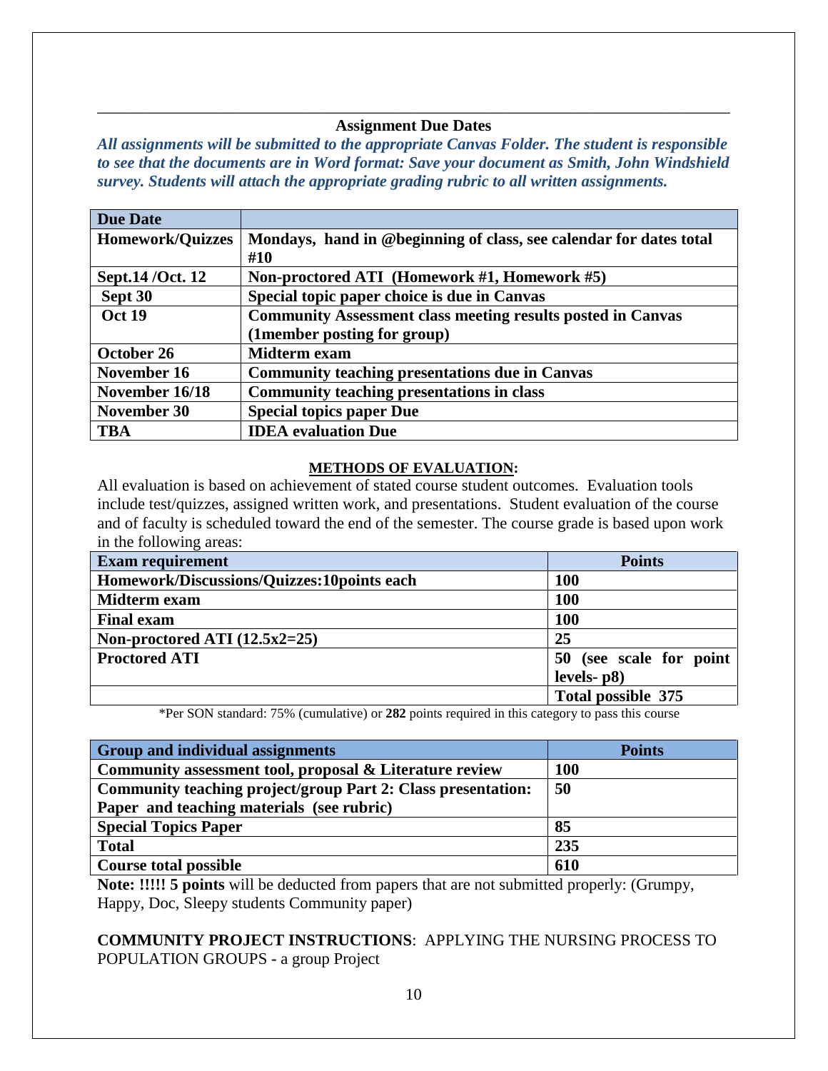---

**Assignment Due Dates**

***All assignments will be submitted to the appropriate Canvas Folder. The student is responsible to see that the documents are in Word format: Save your document as Smith, John Windshield survey. Students will attach the appropriate grading rubric to all written assignments.***

| **Due Date** | |
|---|---|
| **Homework/Quizzes** | **Mondays, hand in @beginning of class, see calendar for dates total #10** |
| **Sept.14 /Oct. 12** | **Non-proctored ATI (Homework #1, Homework #5)** |
| **Sept 30** | **Special topic paper choice is due in Canvas** |
| **Oct 19** | **Community Assessment class meeting results posted in Canvas (1member posting for group)** |
| **October 26** | **Midterm exam** |
| **November 16** | **Community teaching presentations due in Canvas** |
| **November 16/18** | **Community teaching presentations in class** |
| **November 30** | **Special topics paper Due** |
| **TBA** | **IDEA evaluation Due** |

**METHODS OF EVALUATION:**

All evaluation is based on achievement of stated course student outcomes. Evaluation tools include test/quizzes, assigned written work, and presentations. Student evaluation of the course and of faculty is scheduled toward the end of the semester. The course grade is based upon work in the following areas:

| **Exam requirement** | **Points** |
|---|---|
| **Homework/Discussions/Quizzes:10points each** | **100** |
| **Midterm exam** | **100** |
| **Final exam** | **100** |
| **Non-proctored ATI (12.5x2=25)** | **25** |
| **Proctored ATI** | **50 (see scale for point levels- p8)** |
| | **Total possible 375** |

*Per SON standard: 75% (cumulative) or **282** points required in this category to pass this course

| **Group and individual assignments** | **Points** |
|---|---|
| **Community assessment tool, proposal & Literature review** | **100** |
| **Community teaching project/group Part 2: Class presentation: Paper and teaching materials (see rubric)** | **50** |
| **Special Topics Paper** | **85** |
| **Total** | **235** |
| **Course total possible** | **610** |

**Note: !!!!! 5 points** will be deducted from papers that are not submitted properly: (Grumpy, Happy, Doc, Sleepy students Community paper)

**COMMUNITY PROJECT INSTRUCTIONS**: APPLYING THE NURSING PROCESS TO POPULATION GROUPS - a group Project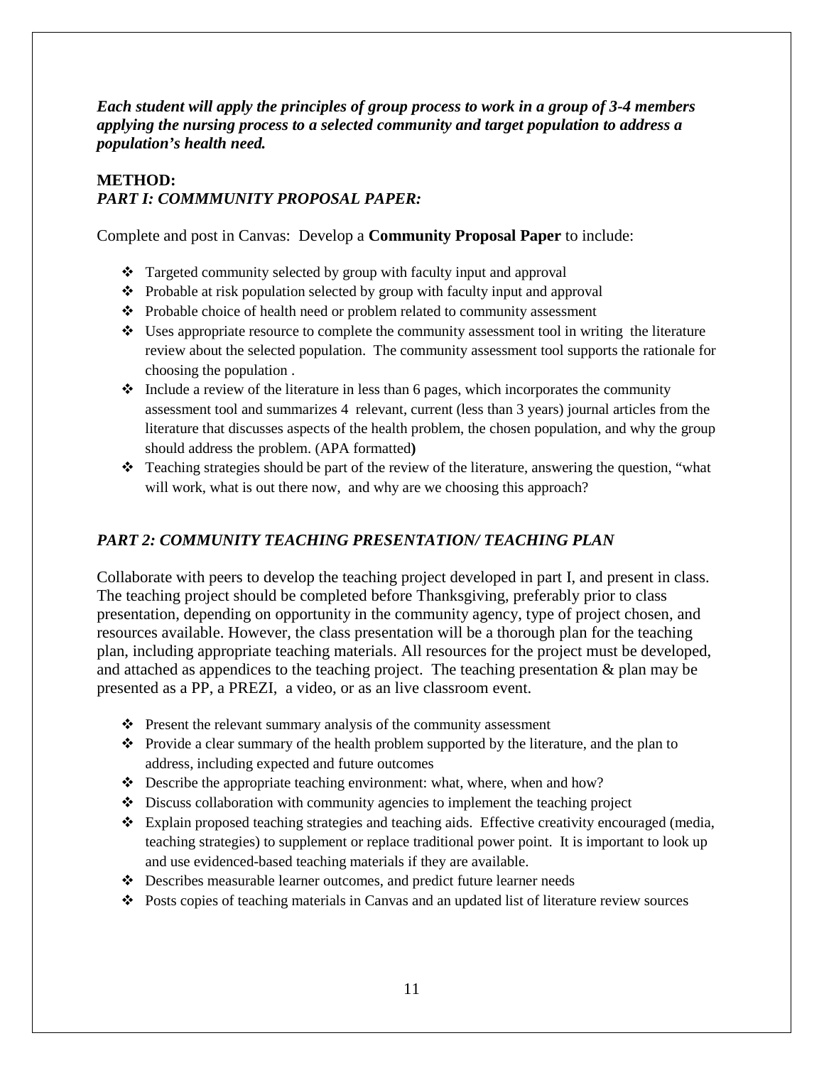***Each student will apply the principles of group process to work in a group of 3-4 members applying the nursing process to a selected community and target population to address a population's health need.***

**METHOD:**

***PART I: COMMMUNITY PROPOSAL PAPER:***

Complete and post in Canvas: Develop a **Community Proposal Paper** to include:

- Targeted community selected by group with faculty input and approval
- Probable at risk population selected by group with faculty input and approval
- Probable choice of health need or problem related to community assessment
- Uses appropriate resource to complete the community assessment tool in writing the literature review about the selected population. The community assessment tool supports the rationale for choosing the population .
- Include a review of the literature in less than 6 pages, which incorporates the community assessment tool and summarizes 4 relevant, current (less than 3 years) journal articles from the literature that discusses aspects of the health problem, the chosen population, and why the group should address the problem. (APA formatted**)**
- Teaching strategies should be part of the review of the literature, answering the question, "what will work, what is out there now, and why are we choosing this approach?

***PART 2: COMMUNITY TEACHING PRESENTATION/ TEACHING PLAN***

Collaborate with peers to develop the teaching project developed in part I, and present in class. The teaching project should be completed before Thanksgiving, preferably prior to class presentation, depending on opportunity in the community agency, type of project chosen, and resources available. However, the class presentation will be a thorough plan for the teaching plan, including appropriate teaching materials. All resources for the project must be developed, and attached as appendices to the teaching project. The teaching presentation & plan may be presented as a PP, a PREZI, a video, or as an live classroom event.

- Present the relevant summary analysis of the community assessment
- Provide a clear summary of the health problem supported by the literature, and the plan to address, including expected and future outcomes
- Describe the appropriate teaching environment: what, where, when and how?
- Discuss collaboration with community agencies to implement the teaching project
- Explain proposed teaching strategies and teaching aids. Effective creativity encouraged (media, teaching strategies) to supplement or replace traditional power point. It is important to look up and use evidenced-based teaching materials if they are available.
- Describes measurable learner outcomes, and predict future learner needs
- Posts copies of teaching materials in Canvas and an updated list of literature review sources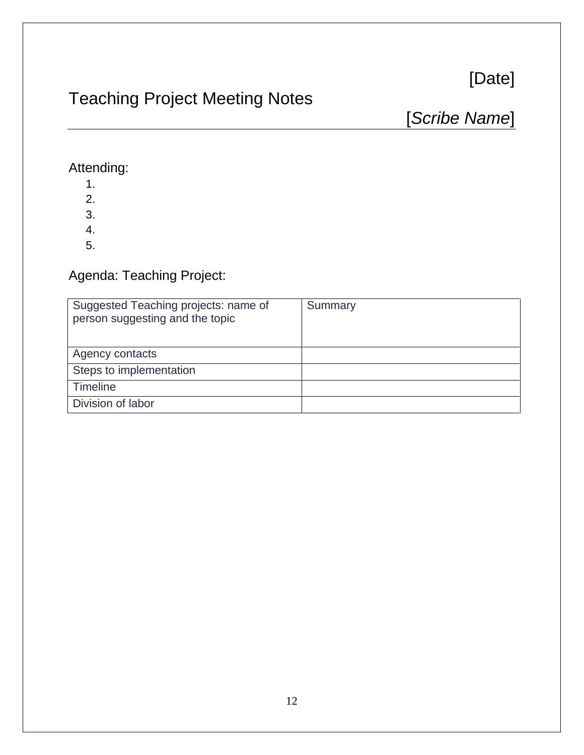[Date]

# Teaching Project Meeting Notes

[*Scribe Name*]

---

Attending:

1. 
2. 
3. 
4. 
5. 

Agenda: Teaching Project:

| Suggested Teaching projects: name of person suggesting and the topic | Summary |
| --- | --- |
| Agency contacts | |
| Steps to implementation | |
| Timeline | |
| Division of labor | |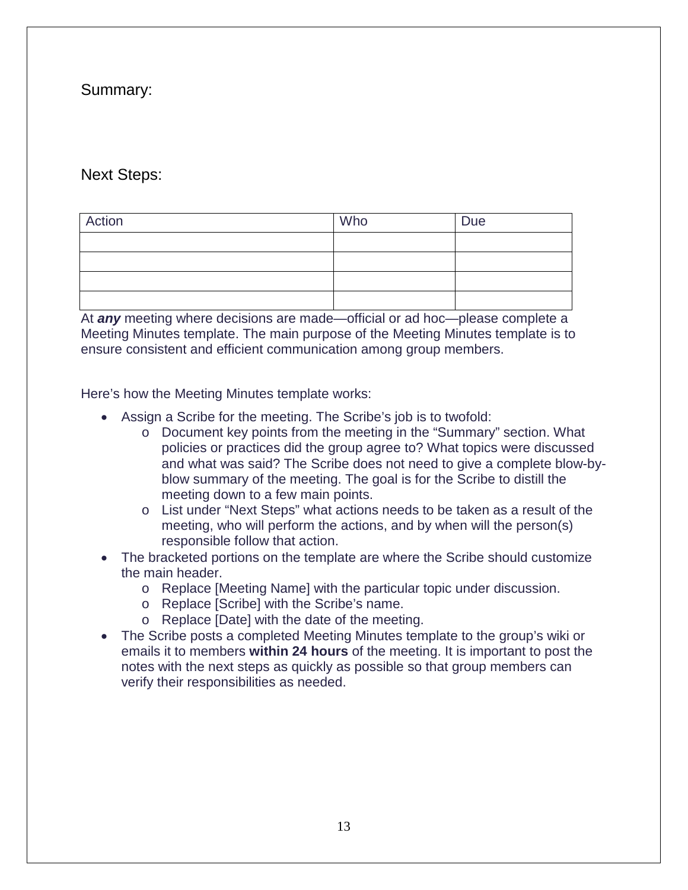Summary:

Next Steps:

| Action | Who | Due |
| --- | --- | --- |
| | | |
| | | |
| | | |
| | | |

At ***any*** meeting where decisions are made—official or ad hoc—please complete a Meeting Minutes template. The main purpose of the Meeting Minutes template is to ensure consistent and efficient communication among group members.

Here's how the Meeting Minutes template works:

- Assign a Scribe for the meeting. The Scribe's job is to twofold:
  - Document key points from the meeting in the "Summary" section. What policies or practices did the group agree to? What topics were discussed and what was said? The Scribe does not need to give a complete blow-by-blow summary of the meeting. The goal is for the Scribe to distill the meeting down to a few main points.
  - List under "Next Steps" what actions needs to be taken as a result of the meeting, who will perform the actions, and by when will the person(s) responsible follow that action.
- The bracketed portions on the template are where the Scribe should customize the main header.
  - Replace [Meeting Name] with the particular topic under discussion.
  - Replace [Scribe] with the Scribe's name.
  - Replace [Date] with the date of the meeting.
- The Scribe posts a completed Meeting Minutes template to the group's wiki or emails it to members **within 24 hours** of the meeting. It is important to post the notes with the next steps as quickly as possible so that group members can verify their responsibilities as needed.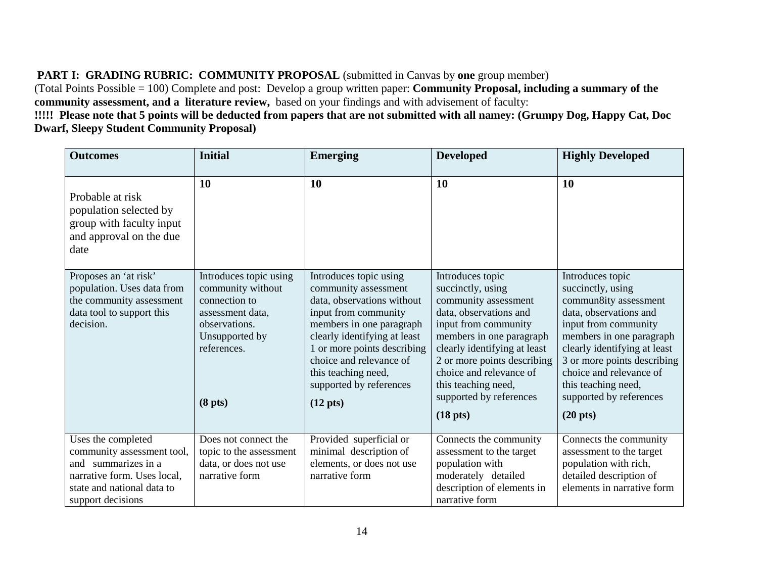**PART I: GRADING RUBRIC: COMMUNITY PROPOSAL** (submitted in Canvas by **one** group member)

(Total Points Possible = 100) Complete and post: Develop a group written paper: **Community Proposal, including a summary of the community assessment, and a literature review,** based on your findings and with advisement of faculty:

**!!!!! Please note that 5 points will be deducted from papers that are not submitted with all namey: (Grumpy Dog, Happy Cat, Doc Dwarf, Sleepy Student Community Proposal)**

| **Outcomes** | **Initial** | **Emerging** | **Developed** | **Highly Developed** |
|---|---|---|---|---|
| Probable at risk population selected by group with faculty input and approval on the due date | **10** | **10** | **10** | **10** |
| Proposes an 'at risk' population. Uses data from the community assessment data tool to support this decision. | Introduces topic using community without connection to assessment data, observations. Unsupported by references. **(8 pts)** | Introduces topic using community assessment data, observations without input from community members in one paragraph clearly identifying at least 1 or more points describing choice and relevance of this teaching need, supported by references **(12 pts)** | Introduces topic succinctly, using community assessment data, observations and input from community members in one paragraph clearly identifying at least 2 or more points describing choice and relevance of this teaching need, supported by references **(18 pts)** | Introduces topic succinctly, using commun8ity assessment data, observations and input from community members in one paragraph clearly identifying at least 3 or more points describing choice and relevance of this teaching need, supported by references **(20 pts)** |
| Uses the completed community assessment tool, and summarizes in a narrative form. Uses local, state and national data to support decisions | Does not connect the topic to the assessment data, or does not use narrative form | Provided superficial or minimal description of elements, or does not use narrative form | Connects the community assessment to the target population with moderately detailed description of elements in narrative form | Connects the community assessment to the target population with rich, detailed description of elements in narrative form |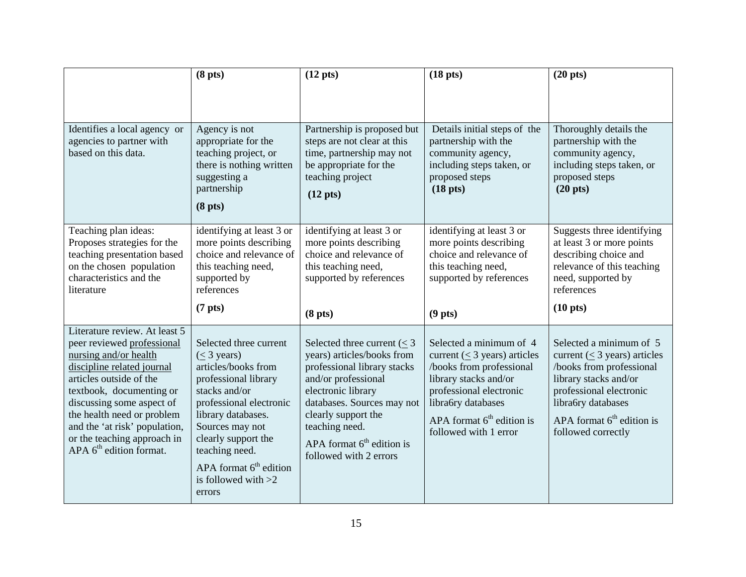| | **(8 pts)** | **(12 pts)** | **(18 pts)** | **(20 pts)** |
|---|---|---|---|---|
| Identifies a local agency or agencies to partner with based on this data. | Agency is not appropriate for the teaching project, or there is nothing written suggesting a partnership **(8 pts)** | Partnership is proposed but steps are not clear at this time, partnership may not be appropriate for the teaching project **(12 pts)** | Details initial steps of the partnership with the community agency, including steps taken, or proposed steps **(18 pts)** | Thoroughly details the partnership with the community agency, including steps taken, or proposed steps **(20 pts)** |
| Teaching plan ideas: Proposes strategies for the teaching presentation based on the chosen population characteristics and the literature | identifying at least 3 or more points describing choice and relevance of this teaching need, supported by references **(7 pts)** | identifying at least 3 or more points describing choice and relevance of this teaching need, supported by references **(8 pts)** | identifying at least 3 or more points describing choice and relevance of this teaching need, supported by references **(9 pts)** | Suggests three identifying at least 3 or more points describing choice and relevance of this teaching need, supported by references **(10 pts)** |
| Literature review. At least 5 peer reviewed <u>professional nursing and/or health discipline related journal</u> articles outside of the textbook, documenting or discussing some aspect of the health need or problem and the 'at risk' population, or the teaching approach in APA 6th edition format. | Selected three current (≤ 3 years) articles/books from professional library stacks and/or professional electronic library databases. Sources may not clearly support the teaching need. APA format 6th edition is followed with >2 errors | Selected three current (≤ 3 years) articles/books from professional library stacks and/or professional electronic library databases. Sources may not clearly support the teaching need. APA format 6th edition is followed with 2 errors | Selected a minimum of 4 current (≤ 3 years) articles /books from professional library stacks and/or professional electronic libra6ry databases APA format 6th edition is followed with 1 error | Selected a minimum of 5 current (≤ 3 years) articles /books from professional library stacks and/or professional electronic libra6ry databases APA format 6th edition is followed correctly |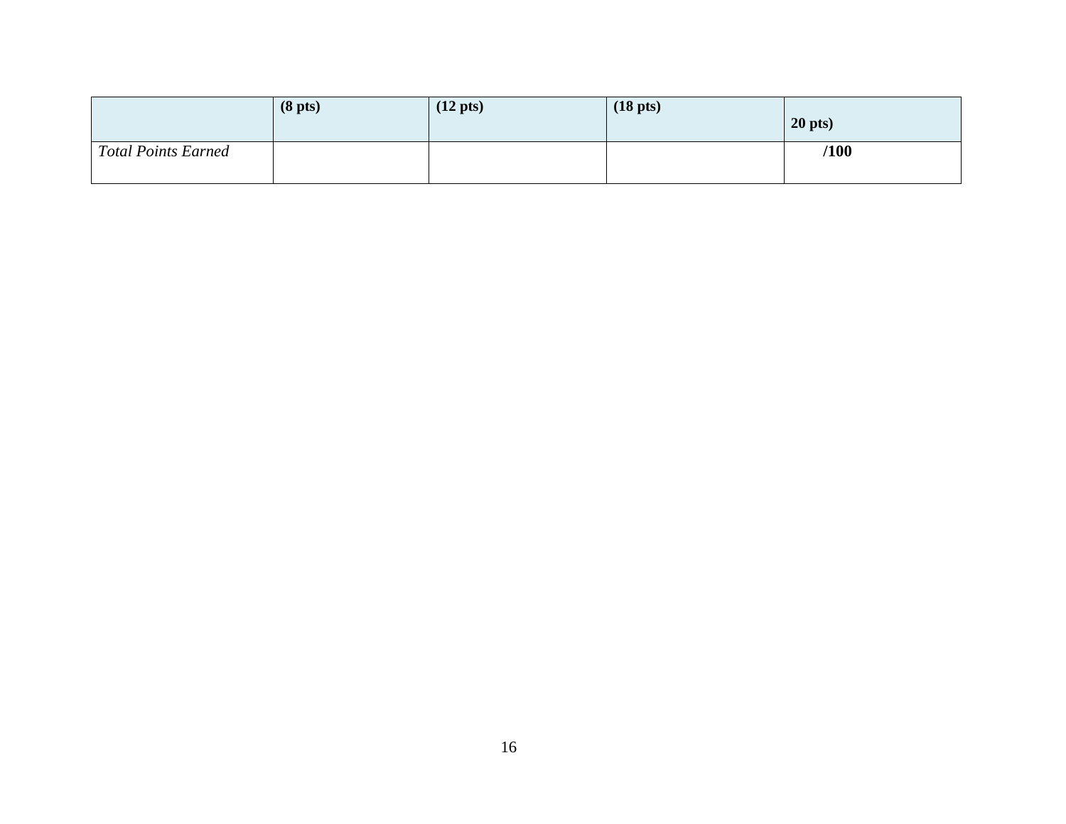| | (8 pts) | (12 pts) | (18 pts) | 20 pts) |
|---|---|---|---|---|
| *Total Points Earned* | | | | **/100** |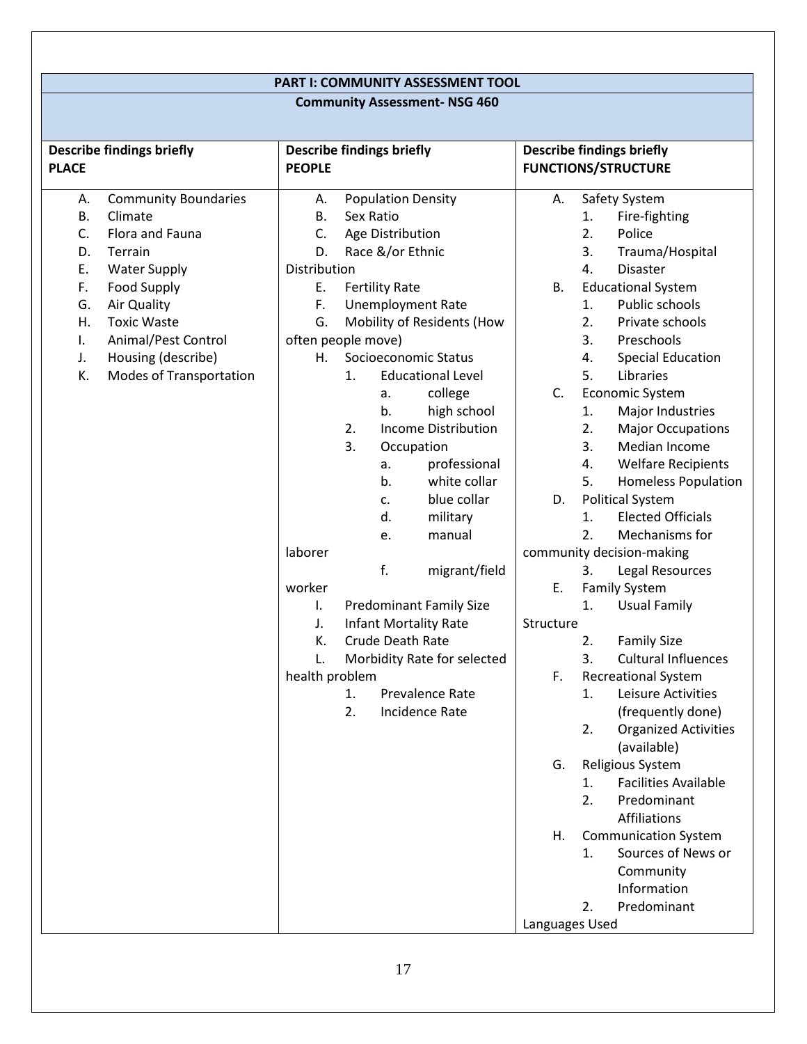| PART I: COMMUNITY ASSESSMENT TOOL | | |
|---|---|---|
| **Community Assessment- NSG 460** | | |
| **Describe findings briefly**<br>**PLACE** | **Describe findings briefly**<br>**PEOPLE** | **Describe findings briefly**<br>**FUNCTIONS/STRUCTURE** |
| A. Community Boundaries<br>B. Climate<br>C. Flora and Fauna<br>D. Terrain<br>E. Water Supply<br>F. Food Supply<br>G. Air Quality<br>H. Toxic Waste<br>I. Animal/Pest Control<br>J. Housing (describe)<br>K. Modes of Transportation | A. Population Density<br>B. Sex Ratio<br>C. Age Distribution<br>D. Race &/or Ethnic Distribution<br>E. Fertility Rate<br>F. Unemployment Rate<br>G. Mobility of Residents (How often people move)<br>H. Socioeconomic Status<br>&nbsp;&nbsp;1. Educational Level<br>&nbsp;&nbsp;&nbsp;&nbsp;a. college<br>&nbsp;&nbsp;&nbsp;&nbsp;b. high school<br>&nbsp;&nbsp;2. Income Distribution<br>&nbsp;&nbsp;3. Occupation<br>&nbsp;&nbsp;&nbsp;&nbsp;a. professional<br>&nbsp;&nbsp;&nbsp;&nbsp;b. white collar<br>&nbsp;&nbsp;&nbsp;&nbsp;c. blue collar<br>&nbsp;&nbsp;&nbsp;&nbsp;d. military<br>&nbsp;&nbsp;&nbsp;&nbsp;e. manual laborer<br>&nbsp;&nbsp;&nbsp;&nbsp;f. migrant/field worker<br>I. Predominant Family Size<br>J. Infant Mortality Rate<br>K. Crude Death Rate<br>L. Morbidity Rate for selected health problem<br>&nbsp;&nbsp;1. Prevalence Rate<br>&nbsp;&nbsp;2. Incidence Rate | A. Safety System<br>&nbsp;&nbsp;1. Fire-fighting<br>&nbsp;&nbsp;2. Police<br>&nbsp;&nbsp;3. Trauma/Hospital<br>&nbsp;&nbsp;4. Disaster<br>B. Educational System<br>&nbsp;&nbsp;1. Public schools<br>&nbsp;&nbsp;2. Private schools<br>&nbsp;&nbsp;3. Preschools<br>&nbsp;&nbsp;4. Special Education<br>&nbsp;&nbsp;5. Libraries<br>C. Economic System<br>&nbsp;&nbsp;1. Major Industries<br>&nbsp;&nbsp;2. Major Occupations<br>&nbsp;&nbsp;3. Median Income<br>&nbsp;&nbsp;4. Welfare Recipients<br>&nbsp;&nbsp;5. Homeless Population<br>D. Political System<br>&nbsp;&nbsp;1. Elected Officials<br>&nbsp;&nbsp;2. Mechanisms for community decision-making<br>&nbsp;&nbsp;3. Legal Resources<br>E. Family System<br>&nbsp;&nbsp;1. Usual Family Structure<br>&nbsp;&nbsp;2. Family Size<br>&nbsp;&nbsp;3. Cultural Influences<br>F. Recreational System<br>&nbsp;&nbsp;1. Leisure Activities (frequently done)<br>&nbsp;&nbsp;2. Organized Activities (available)<br>G. Religious System<br>&nbsp;&nbsp;1. Facilities Available<br>&nbsp;&nbsp;2. Predominant Affiliations<br>H. Communication System<br>&nbsp;&nbsp;1. Sources of News or Community Information<br>&nbsp;&nbsp;2. Predominant Languages Used |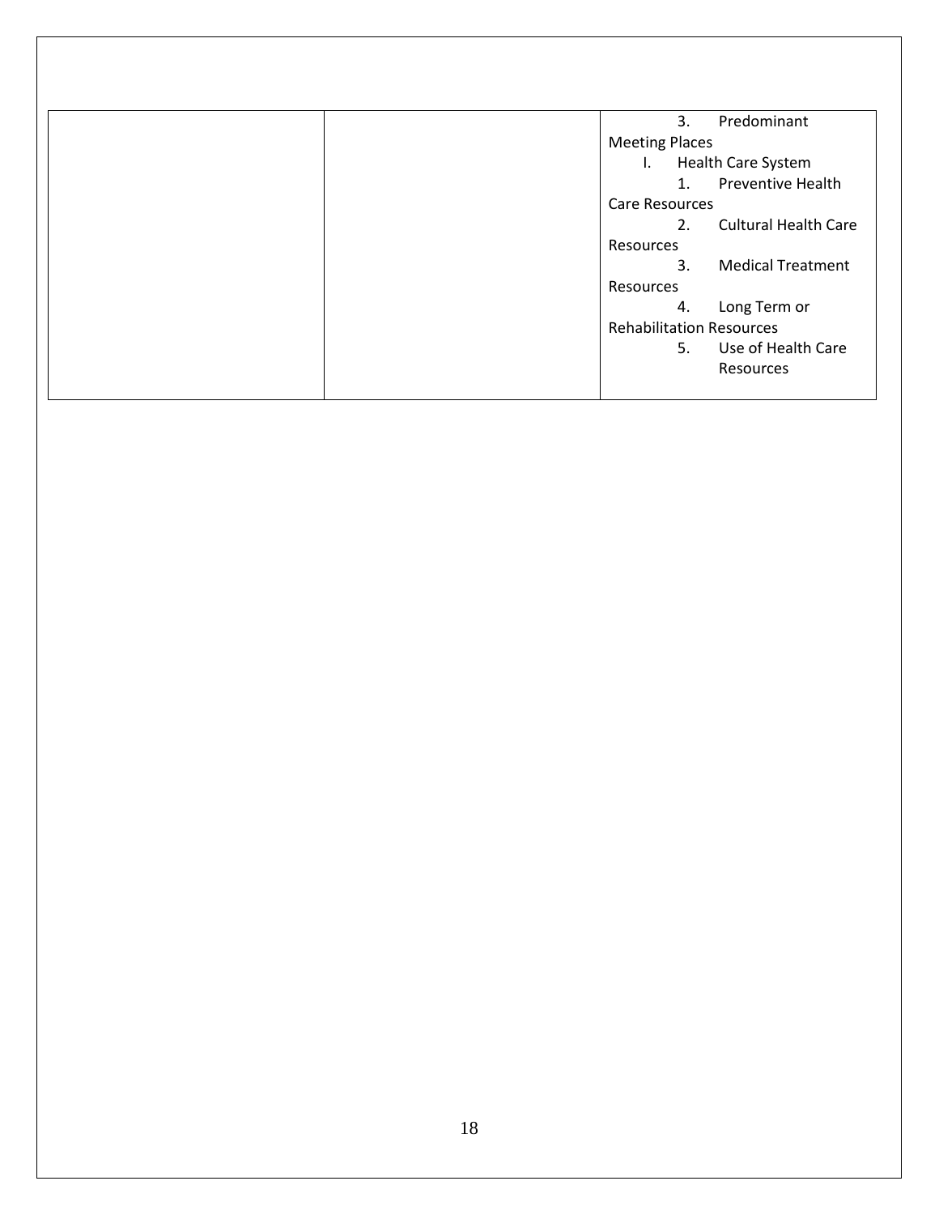| | | 3. Predominant Meeting Places<br>I. Health Care System<br>1. Preventive Health Care Resources<br>2. Cultural Health Care Resources<br>3. Medical Treatment Resources<br>4. Long Term or Rehabilitation Resources<br>5. Use of Health Care Resources |
|---|---|---|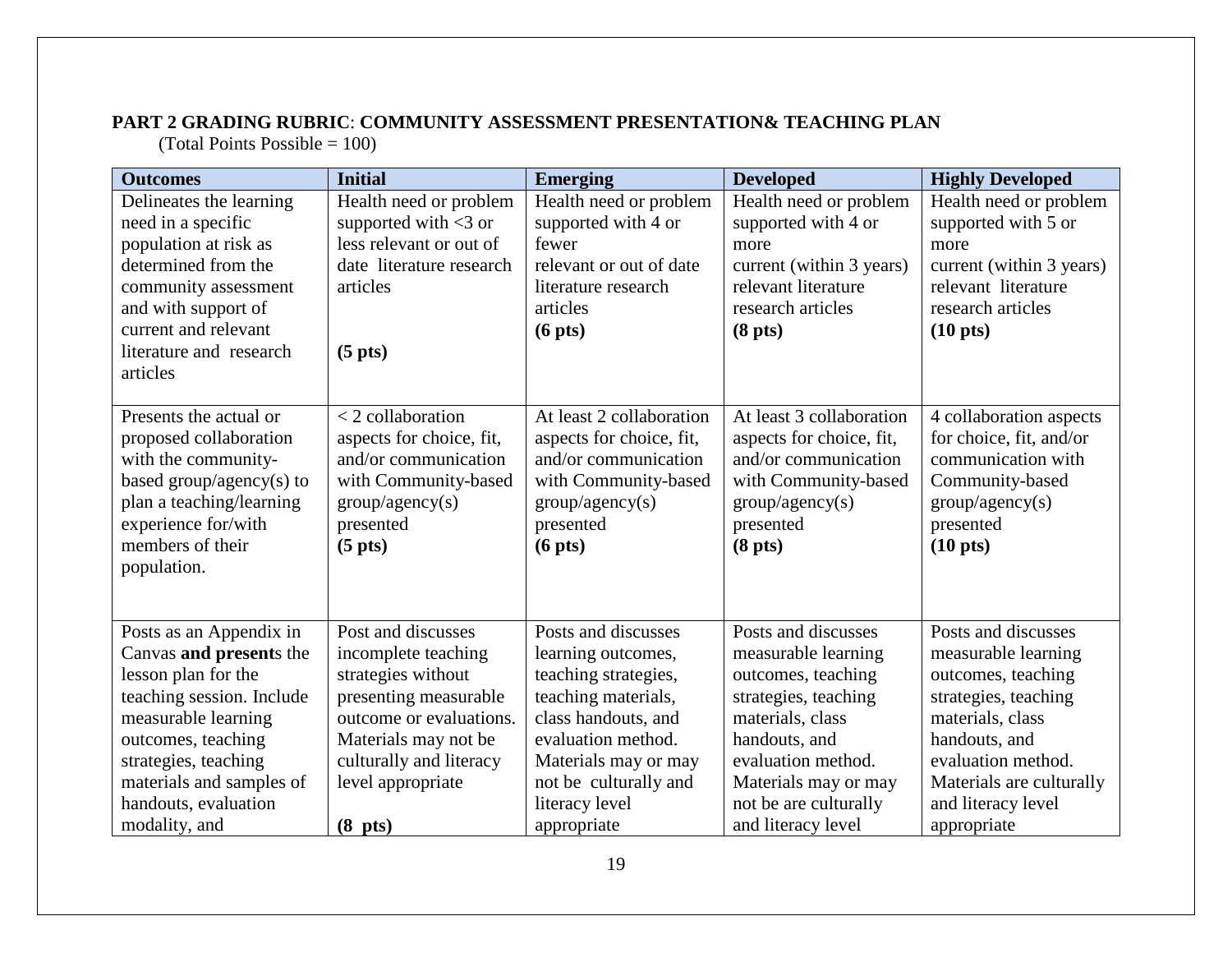**PART 2 GRADING RUBRIC**: **COMMUNITY ASSESSMENT PRESENTATION& TEACHING PLAN**

(Total Points Possible = 100)

| Outcomes | Initial | Emerging | Developed | Highly Developed |
|---|---|---|---|---|
| Delineates the learning need in a specific population at risk as determined from the community assessment and with support of current and relevant literature and research articles | Health need or problem supported with <3 or less relevant or out of date literature research articles **(5 pts)** | Health need or problem supported with 4 or fewer relevant or out of date literature research articles **(6 pts)** | Health need or problem supported with 4 or more current (within 3 years) relevant literature research articles **(8 pts)** | Health need or problem supported with 5 or more current (within 3 years) relevant literature research articles **(10 pts)** |
| Presents the actual or proposed collaboration with the community-based group/agency(s) to plan a teaching/learning experience for/with members of their population. | < 2 collaboration aspects for choice, fit, and/or communication with Community-based group/agency(s) presented **(5 pts)** | At least 2 collaboration aspects for choice, fit, and/or communication with Community-based group/agency(s) presented **(6 pts)** | At least 3 collaboration aspects for choice, fit, and/or communication with Community-based group/agency(s) presented **(8 pts)** | 4 collaboration aspects for choice, fit, and/or communication with Community-based group/agency(s) presented **(10 pts)** |
| Posts as an Appendix in Canvas **and present**s the lesson plan for the teaching session. Include measurable learning outcomes, teaching strategies, teaching materials and samples of handouts, evaluation modality, and | Post and discusses incomplete teaching strategies without presenting measurable outcome or evaluations. Materials may not be culturally and literacy level appropriate **(8 pts)** | Posts and discusses learning outcomes, teaching strategies, teaching materials, class handouts, and evaluation method. Materials may or may not be culturally and literacy level appropriate | Posts and discusses measurable learning outcomes, teaching strategies, teaching materials, class handouts, and evaluation method. Materials may or may not be are culturally and literacy level | Posts and discusses measurable learning outcomes, teaching strategies, teaching materials, class handouts, and evaluation method. Materials are culturally and literacy level appropriate |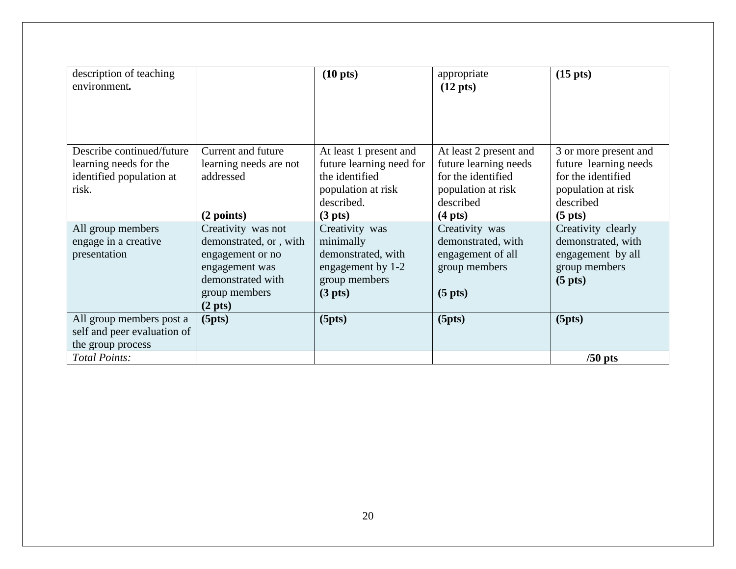| | | | | |
|---|---|---|---|---|
| description of teaching environment**.** | | **(10 pts)** | appropriate **(12 pts)** | **(15 pts)** |
| Describe continued/future learning needs for the identified population at risk. | Current and future learning needs are not addressed **(2 points)** | At least 1 present and future learning need for the identified population at risk described. **(3 pts)** | At least 2 present and future learning needs for the identified population at risk described **(4 pts)** | 3 or more present and future learning needs for the identified population at risk described **(5 pts)** |
| All group members engage in a creative presentation | Creativity was not demonstrated, or , with engagement or no engagement was demonstrated with group members **(2 pts)** | Creativity was minimally demonstrated, with engagement by 1-2 group members **(3 pts)** | Creativity was demonstrated, with engagement of all group members **(5 pts)** | Creativity clearly demonstrated, with engagement by all group members **(5 pts)** |
| All group members post a self and peer evaluation of the group process | **(5pts)** | **(5pts)** | **(5pts)** | **(5pts)** |
| *Total Points:* | | | | **/50 pts** |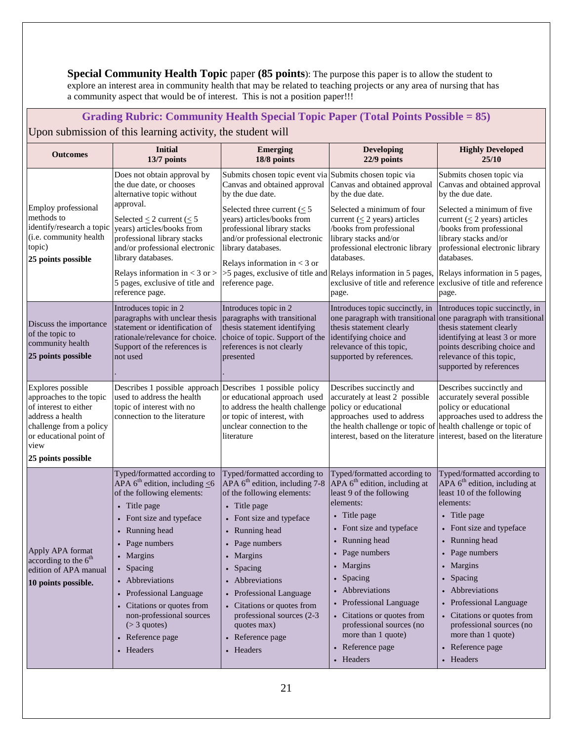**Special Community Health Topic** paper **(85 points)**: The purpose this paper is to allow the student to explore an interest area in community health that may be related to teaching projects or any area of nursing that has a community aspect that would be of interest. This is not a position paper!!!

## Grading Rubric: Community Health Special Topic Paper (Total Points Possible = 85)

Upon submission of this learning activity, the student will

| Outcomes | Initial 13/7 points | Emerging 18/8 points | Developing 22/9 points | Highly Developed 25/10 |
|---|---|---|---|---|
| Employ professional methods to identify/research a topic (i.e. community health topic) **25 points possible** | Does not obtain approval by the due date, or chooses alternative topic without approval. Selected ≤ 2 current (≤ 5 years) articles/books from professional library stacks and/or professional electronic library databases. Relays information in < 3 or > 5 pages, exclusive of title and reference page. | Submits chosen topic event via Canvas and obtained approval by the due date. Selected three current (≤ 5 years) articles/books from professional library stacks and/or professional electronic library databases. Relays information in < 3 or >5 pages, exclusive of title and reference page. | Submits chosen topic via Canvas and obtained approval by the due date. Selected a minimum of four current (≤ 2 years) articles /books from professional library stacks and/or professional electronic library databases. Relays information in 5 pages, exclusive of title and reference page. | Submits chosen topic via Canvas and obtained approval by the due date. Selected a minimum of five current (≤ 2 years) articles /books from professional library stacks and/or professional electronic library databases. Relays information in 5 pages, exclusive of title and reference page. |
| Discuss the importance of the topic to community health **25 points possible** | Introduces topic in 2 paragraphs with unclear thesis statement or identification of rationale/relevance for choice. Support of the references is not used. | Introduces topic in 2 paragraphs with transitional thesis statement identifying choice of topic. Support of the references is not clearly presented. | Introduces topic succinctly, in one paragraph with transitional thesis statement clearly identifying choice and relevance of this topic, supported by references. | Introduces topic succinctly, in one paragraph with transitional thesis statement clearly identifying at least 3 or more points describing choice and relevance of this topic, supported by references |
| Explores possible approaches to the topic of interest to either address a health challenge from a policy or educational point of view **25 points possible** | Describes 1 possible approach used to address the health topic of interest with no connection to the literature | Describes 1 possible policy or educational approach used to address the health challenge or topic of interest, with unclear connection to the literature | Describes succinctly and accurately at least 2 possible policy or educational approaches used to address the health challenge or topic of interest, based on the literature | Describes succinctly and accurately several possible policy or educational approaches used to address the health challenge or topic of interest, based on the literature |
| Apply APA format according to the 6th edition of APA manual **10 points possible.** | Typed/formatted according to APA 6th edition, including ≤6 of the following elements: • Title page • Font size and typeface • Running head • Page numbers • Margins • Spacing • Abbreviations • Professional Language • Citations or quotes from non-professional sources (> 3 quotes) • Reference page • Headers | Typed/formatted according to APA 6th edition, including 7-8 of the following elements: • Title page • Font size and typeface • Running head • Page numbers • Margins • Spacing • Abbreviations • Professional Language • Citations or quotes from professional sources (2-3 quotes max) • Reference page • Headers | Typed/formatted according to APA 6th edition, including at least 9 of the following elements: • Title page • Font size and typeface • Running head • Page numbers • Margins • Spacing • Abbreviations • Professional Language • Citations or quotes from professional sources (no more than 1 quote) • Reference page • Headers | Typed/formatted according to APA 6th edition, including at least 10 of the following elements: • Title page • Font size and typeface • Running head • Page numbers • Margins • Spacing • Abbreviations • Professional Language • Citations or quotes from professional sources (no more than 1 quote) • Reference page • Headers |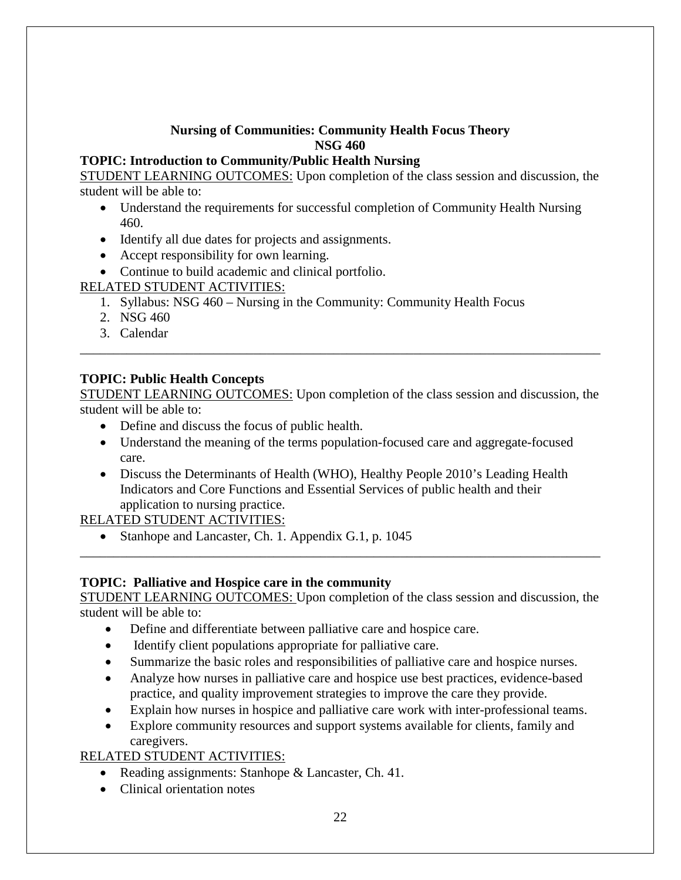**Nursing of Communities: Community Health Focus Theory**
**NSG 460**

**TOPIC: Introduction to Community/Public Health Nursing**

STUDENT LEARNING OUTCOMES: Upon completion of the class session and discussion, the student will be able to:

- Understand the requirements for successful completion of Community Health Nursing 460.
- Identify all due dates for projects and assignments.
- Accept responsibility for own learning.
- Continue to build academic and clinical portfolio.

RELATED STUDENT ACTIVITIES:

1. Syllabus: NSG 460 – Nursing in the Community: Community Health Focus
2. NSG 460
3. Calendar

---

**TOPIC: Public Health Concepts**

STUDENT LEARNING OUTCOMES: Upon completion of the class session and discussion, the student will be able to:

- Define and discuss the focus of public health.
- Understand the meaning of the terms population-focused care and aggregate-focused care.
- Discuss the Determinants of Health (WHO), Healthy People 2010's Leading Health Indicators and Core Functions and Essential Services of public health and their application to nursing practice.

RELATED STUDENT ACTIVITIES:

- Stanhope and Lancaster, Ch. 1. Appendix G.1, p. 1045

---

**TOPIC: Palliative and Hospice care in the community**

STUDENT LEARNING OUTCOMES: Upon completion of the class session and discussion, the student will be able to:

- Define and differentiate between palliative care and hospice care.
- Identify client populations appropriate for palliative care.
- Summarize the basic roles and responsibilities of palliative care and hospice nurses.
- Analyze how nurses in palliative care and hospice use best practices, evidence-based practice, and quality improvement strategies to improve the care they provide.
- Explain how nurses in hospice and palliative care work with inter-professional teams.
- Explore community resources and support systems available for clients, family and caregivers.

RELATED STUDENT ACTIVITIES:

- Reading assignments: Stanhope & Lancaster, Ch. 41.
- Clinical orientation notes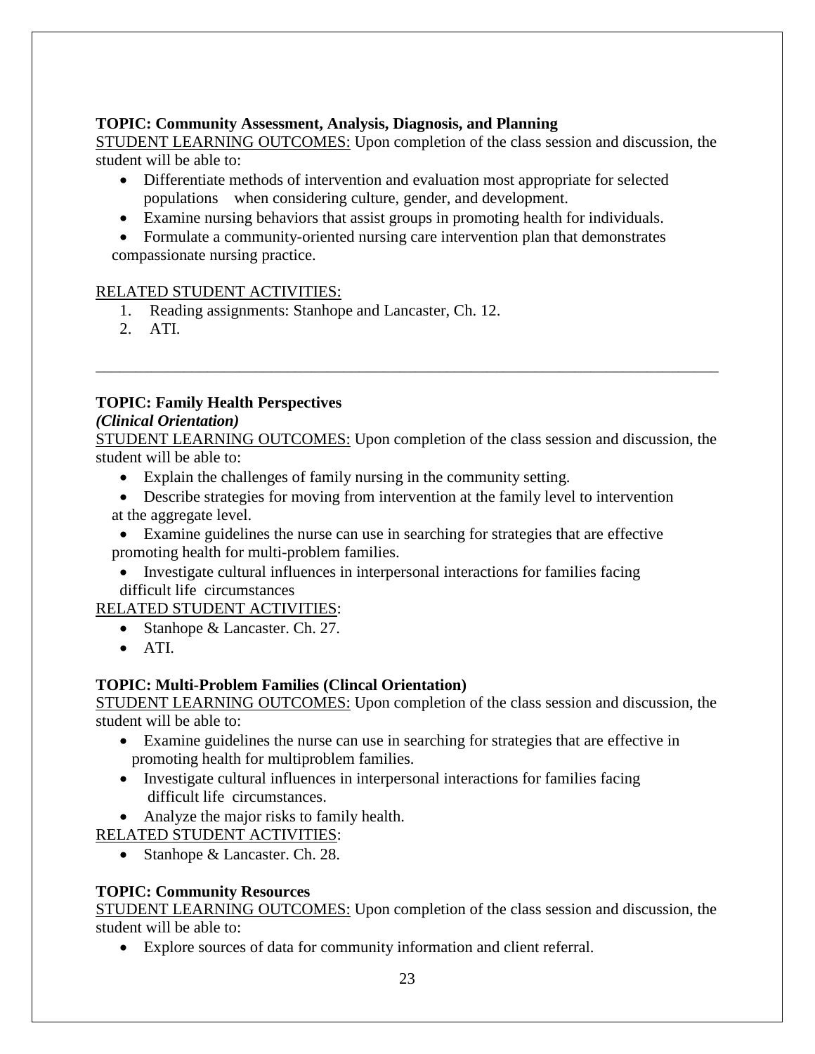**TOPIC: Community Assessment, Analysis, Diagnosis, and Planning**

STUDENT LEARNING OUTCOMES: Upon completion of the class session and discussion, the student will be able to:

- Differentiate methods of intervention and evaluation most appropriate for selected populations when considering culture, gender, and development.
- Examine nursing behaviors that assist groups in promoting health for individuals.
- Formulate a community-oriented nursing care intervention plan that demonstrates compassionate nursing practice.

RELATED STUDENT ACTIVITIES:

1. Reading assignments: Stanhope and Lancaster, Ch. 12.
2. ATI.

---

**TOPIC: Family Health Perspectives**

***(Clinical Orientation)***

STUDENT LEARNING OUTCOMES: Upon completion of the class session and discussion, the student will be able to:

- Explain the challenges of family nursing in the community setting.
- Describe strategies for moving from intervention at the family level to intervention at the aggregate level.
- Examine guidelines the nurse can use in searching for strategies that are effective promoting health for multi-problem families.
- Investigate cultural influences in interpersonal interactions for families facing difficult life circumstances

RELATED STUDENT ACTIVITIES:

- Stanhope & Lancaster. Ch. 27.
- ATI.

**TOPIC: Multi-Problem Families (Clincal Orientation)**

STUDENT LEARNING OUTCOMES: Upon completion of the class session and discussion, the student will be able to:

- Examine guidelines the nurse can use in searching for strategies that are effective in promoting health for multiproblem families.
- Investigate cultural influences in interpersonal interactions for families facing difficult life circumstances.
- Analyze the major risks to family health.

RELATED STUDENT ACTIVITIES:

- Stanhope & Lancaster. Ch. 28.

**TOPIC: Community Resources**

STUDENT LEARNING OUTCOMES: Upon completion of the class session and discussion, the student will be able to:

- Explore sources of data for community information and client referral.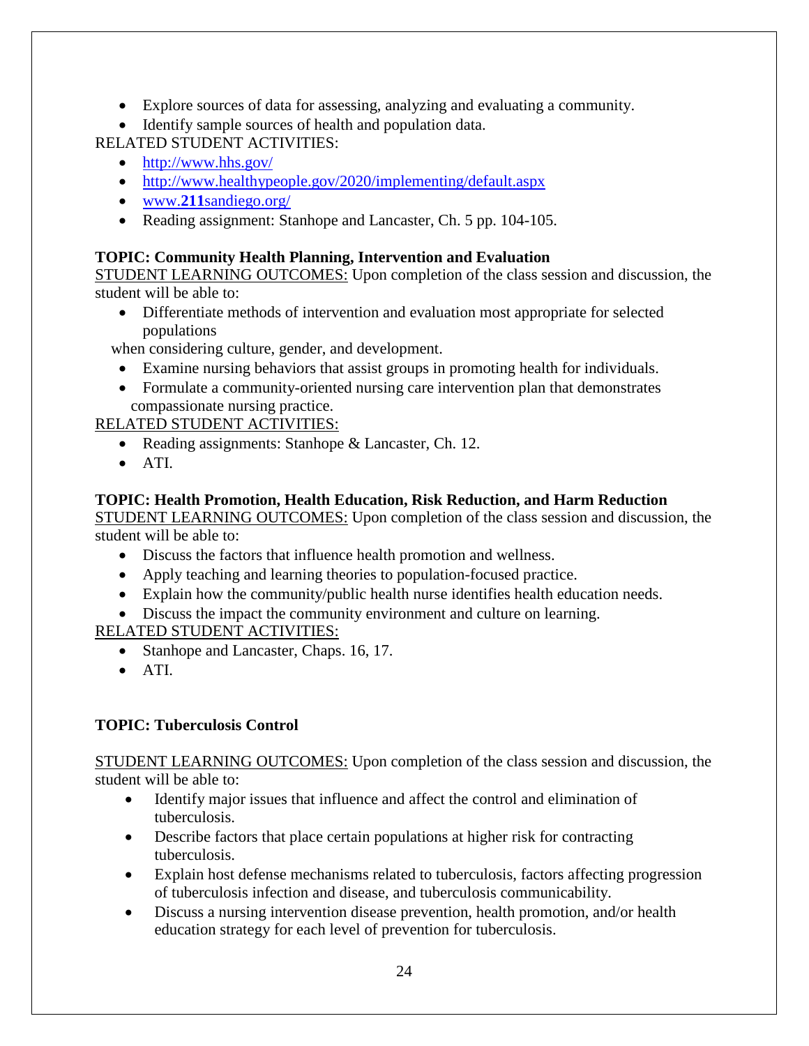- Explore sources of data for assessing, analyzing and evaluating a community.
- Identify sample sources of health and population data.

RELATED STUDENT ACTIVITIES:

- http://www.hhs.gov/
- http://www.healthypeople.gov/2020/implementing/default.aspx
- www.**211**sandiego.org/
- Reading assignment: Stanhope and Lancaster, Ch. 5 pp. 104-105.

**TOPIC: Community Health Planning, Intervention and Evaluation**

STUDENT LEARNING OUTCOMES: Upon completion of the class session and discussion, the student will be able to:

- Differentiate methods of intervention and evaluation most appropriate for selected populations when considering culture, gender, and development.
- Examine nursing behaviors that assist groups in promoting health for individuals.
- Formulate a community-oriented nursing care intervention plan that demonstrates compassionate nursing practice.

RELATED STUDENT ACTIVITIES:

- Reading assignments: Stanhope & Lancaster, Ch. 12.
- ATI.

**TOPIC: Health Promotion, Health Education, Risk Reduction, and Harm Reduction**

STUDENT LEARNING OUTCOMES: Upon completion of the class session and discussion, the student will be able to:

- Discuss the factors that influence health promotion and wellness.
- Apply teaching and learning theories to population-focused practice.
- Explain how the community/public health nurse identifies health education needs.
- Discuss the impact the community environment and culture on learning.

RELATED STUDENT ACTIVITIES:

- Stanhope and Lancaster, Chaps. 16, 17.
- ATI.

**TOPIC: Tuberculosis Control**

STUDENT LEARNING OUTCOMES: Upon completion of the class session and discussion, the student will be able to:

- Identify major issues that influence and affect the control and elimination of tuberculosis.
- Describe factors that place certain populations at higher risk for contracting tuberculosis.
- Explain host defense mechanisms related to tuberculosis, factors affecting progression of tuberculosis infection and disease, and tuberculosis communicability.
- Discuss a nursing intervention disease prevention, health promotion, and/or health education strategy for each level of prevention for tuberculosis.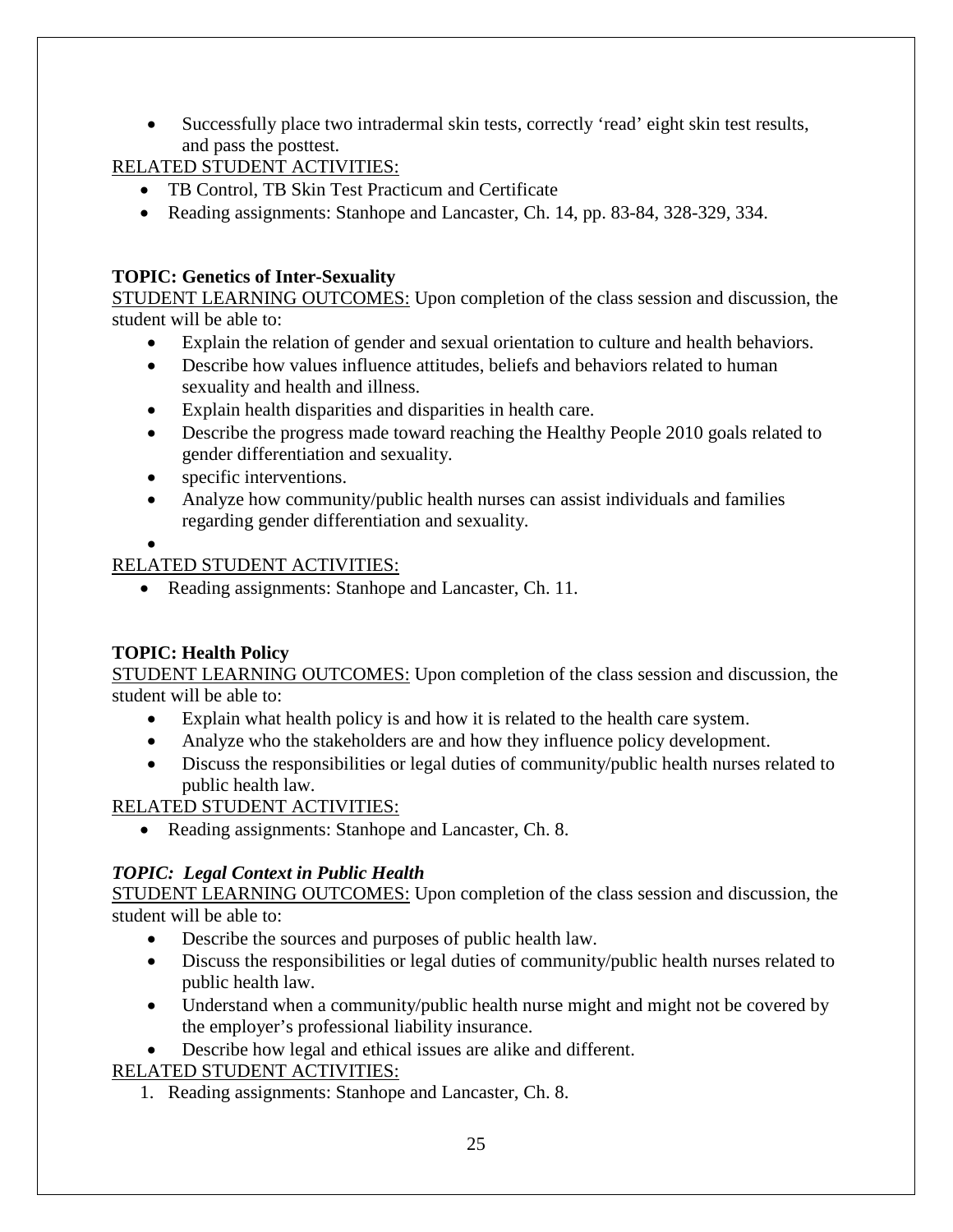- Successfully place two intradermal skin tests, correctly 'read' eight skin test results, and pass the posttest.

RELATED STUDENT ACTIVITIES:

- TB Control, TB Skin Test Practicum and Certificate
- Reading assignments: Stanhope and Lancaster, Ch. 14, pp. 83-84, 328-329, 334.

**TOPIC: Genetics of Inter-Sexuality**

STUDENT LEARNING OUTCOMES: Upon completion of the class session and discussion, the student will be able to:

- Explain the relation of gender and sexual orientation to culture and health behaviors.
- Describe how values influence attitudes, beliefs and behaviors related to human sexuality and health and illness.
- Explain health disparities and disparities in health care.
- Describe the progress made toward reaching the Healthy People 2010 goals related to gender differentiation and sexuality.
- specific interventions.
- Analyze how community/public health nurses can assist individuals and families regarding gender differentiation and sexuality.
- 

RELATED STUDENT ACTIVITIES:

- Reading assignments: Stanhope and Lancaster, Ch. 11.

**TOPIC: Health Policy**

STUDENT LEARNING OUTCOMES: Upon completion of the class session and discussion, the student will be able to:

- Explain what health policy is and how it is related to the health care system.
- Analyze who the stakeholders are and how they influence policy development.
- Discuss the responsibilities or legal duties of community/public health nurses related to public health law.

RELATED STUDENT ACTIVITIES:

- Reading assignments: Stanhope and Lancaster, Ch. 8.

***TOPIC: Legal Context in Public Health***

STUDENT LEARNING OUTCOMES: Upon completion of the class session and discussion, the student will be able to:

- Describe the sources and purposes of public health law.
- Discuss the responsibilities or legal duties of community/public health nurses related to public health law.
- Understand when a community/public health nurse might and might not be covered by the employer's professional liability insurance.
- Describe how legal and ethical issues are alike and different.

RELATED STUDENT ACTIVITIES:

1. Reading assignments: Stanhope and Lancaster, Ch. 8.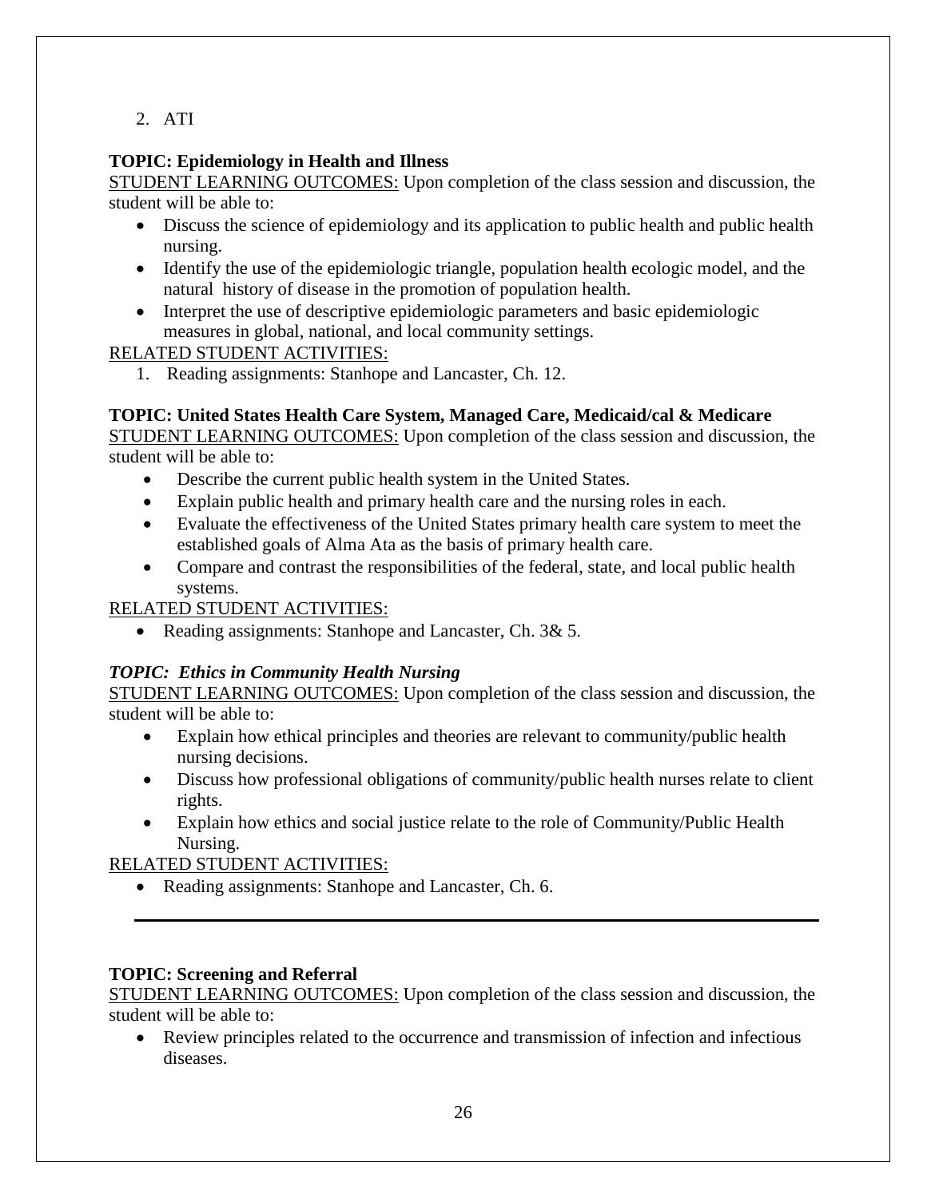2. ATI

**TOPIC: Epidemiology in Health and Illness**

STUDENT LEARNING OUTCOMES: Upon completion of the class session and discussion, the student will be able to:

- Discuss the science of epidemiology and its application to public health and public health nursing.
- Identify the use of the epidemiologic triangle, population health ecologic model, and the natural history of disease in the promotion of population health.
- Interpret the use of descriptive epidemiologic parameters and basic epidemiologic measures in global, national, and local community settings.

RELATED STUDENT ACTIVITIES:

1. Reading assignments: Stanhope and Lancaster, Ch. 12.

**TOPIC: United States Health Care System, Managed Care, Medicaid/cal & Medicare**

STUDENT LEARNING OUTCOMES: Upon completion of the class session and discussion, the student will be able to:

- Describe the current public health system in the United States.
- Explain public health and primary health care and the nursing roles in each.
- Evaluate the effectiveness of the United States primary health care system to meet the established goals of Alma Ata as the basis of primary health care.
- Compare and contrast the responsibilities of the federal, state, and local public health systems.

RELATED STUDENT ACTIVITIES:

- Reading assignments: Stanhope and Lancaster, Ch. 3& 5.

***TOPIC: Ethics in Community Health Nursing***

STUDENT LEARNING OUTCOMES: Upon completion of the class session and discussion, the student will be able to:

- Explain how ethical principles and theories are relevant to community/public health nursing decisions.
- Discuss how professional obligations of community/public health nurses relate to client rights.
- Explain how ethics and social justice relate to the role of Community/Public Health Nursing.

RELATED STUDENT ACTIVITIES:

- Reading assignments: Stanhope and Lancaster, Ch. 6.

---

**TOPIC: Screening and Referral**

STUDENT LEARNING OUTCOMES: Upon completion of the class session and discussion, the student will be able to:

- Review principles related to the occurrence and transmission of infection and infectious diseases.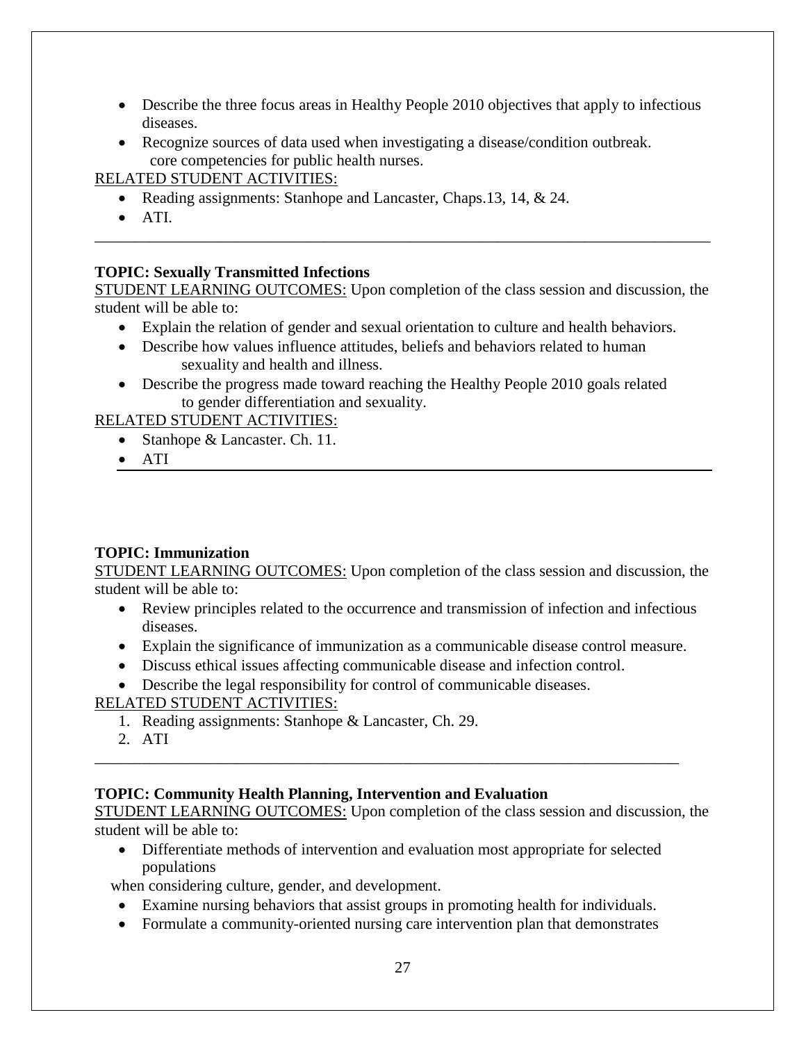- Describe the three focus areas in Healthy People 2010 objectives that apply to infectious diseases.
- Recognize sources of data used when investigating a disease/condition outbreak. core competencies for public health nurses.

RELATED STUDENT ACTIVITIES:

- Reading assignments: Stanhope and Lancaster, Chaps.13, 14, & 24.
- ATI.

---

**TOPIC: Sexually Transmitted Infections**

STUDENT LEARNING OUTCOMES: Upon completion of the class session and discussion, the student will be able to:

- Explain the relation of gender and sexual orientation to culture and health behaviors.
- Describe how values influence attitudes, beliefs and behaviors related to human sexuality and health and illness.
- Describe the progress made toward reaching the Healthy People 2010 goals related to gender differentiation and sexuality.

RELATED STUDENT ACTIVITIES:

- Stanhope & Lancaster. Ch. 11.
- ATI

---

**TOPIC: Immunization**

STUDENT LEARNING OUTCOMES: Upon completion of the class session and discussion, the student will be able to:

- Review principles related to the occurrence and transmission of infection and infectious diseases.
- Explain the significance of immunization as a communicable disease control measure.
- Discuss ethical issues affecting communicable disease and infection control.
- Describe the legal responsibility for control of communicable diseases.

RELATED STUDENT ACTIVITIES:

1. Reading assignments: Stanhope & Lancaster, Ch. 29.
2. ATI

---

**TOPIC: Community Health Planning, Intervention and Evaluation**

STUDENT LEARNING OUTCOMES: Upon completion of the class session and discussion, the student will be able to:

- Differentiate methods of intervention and evaluation most appropriate for selected populations

when considering culture, gender, and development.

- Examine nursing behaviors that assist groups in promoting health for individuals.
- Formulate a community-oriented nursing care intervention plan that demonstrates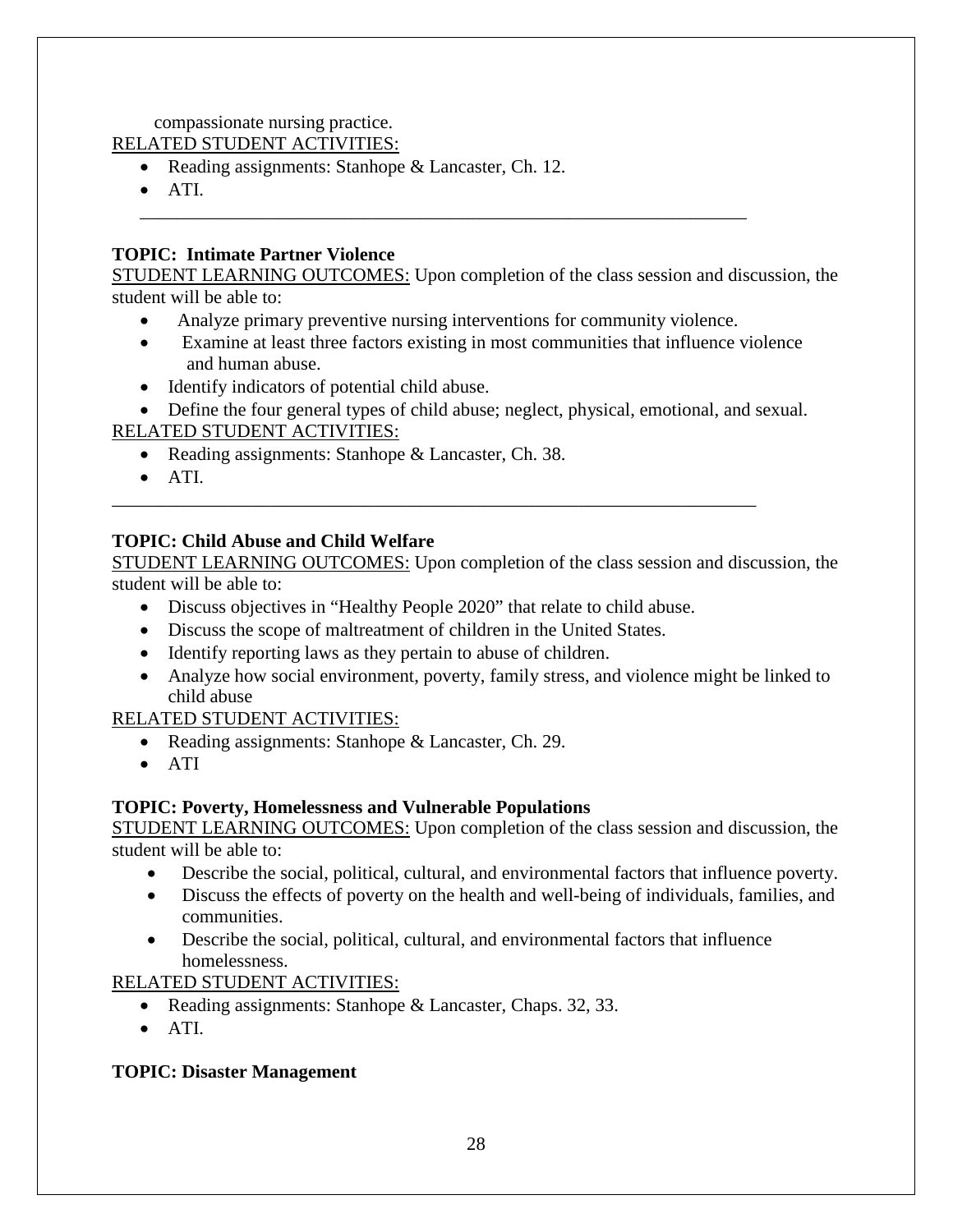compassionate nursing practice.

RELATED STUDENT ACTIVITIES:

- Reading assignments: Stanhope & Lancaster, Ch. 12.
- ATI.

---

**TOPIC: Intimate Partner Violence**

STUDENT LEARNING OUTCOMES: Upon completion of the class session and discussion, the student will be able to:

- Analyze primary preventive nursing interventions for community violence.
- Examine at least three factors existing in most communities that influence violence and human abuse.
- Identify indicators of potential child abuse.
- Define the four general types of child abuse; neglect, physical, emotional, and sexual.

RELATED STUDENT ACTIVITIES:

- Reading assignments: Stanhope & Lancaster, Ch. 38.
- ATI.

---

**TOPIC: Child Abuse and Child Welfare**

STUDENT LEARNING OUTCOMES: Upon completion of the class session and discussion, the student will be able to:

- Discuss objectives in "Healthy People 2020" that relate to child abuse.
- Discuss the scope of maltreatment of children in the United States.
- Identify reporting laws as they pertain to abuse of children.
- Analyze how social environment, poverty, family stress, and violence might be linked to child abuse

RELATED STUDENT ACTIVITIES:

- Reading assignments: Stanhope & Lancaster, Ch. 29.
- ATI

**TOPIC: Poverty, Homelessness and Vulnerable Populations**

STUDENT LEARNING OUTCOMES: Upon completion of the class session and discussion, the student will be able to:

- Describe the social, political, cultural, and environmental factors that influence poverty.
- Discuss the effects of poverty on the health and well-being of individuals, families, and communities.
- Describe the social, political, cultural, and environmental factors that influence homelessness.

RELATED STUDENT ACTIVITIES:

- Reading assignments: Stanhope & Lancaster, Chaps. 32, 33.
- ATI.

**TOPIC: Disaster Management**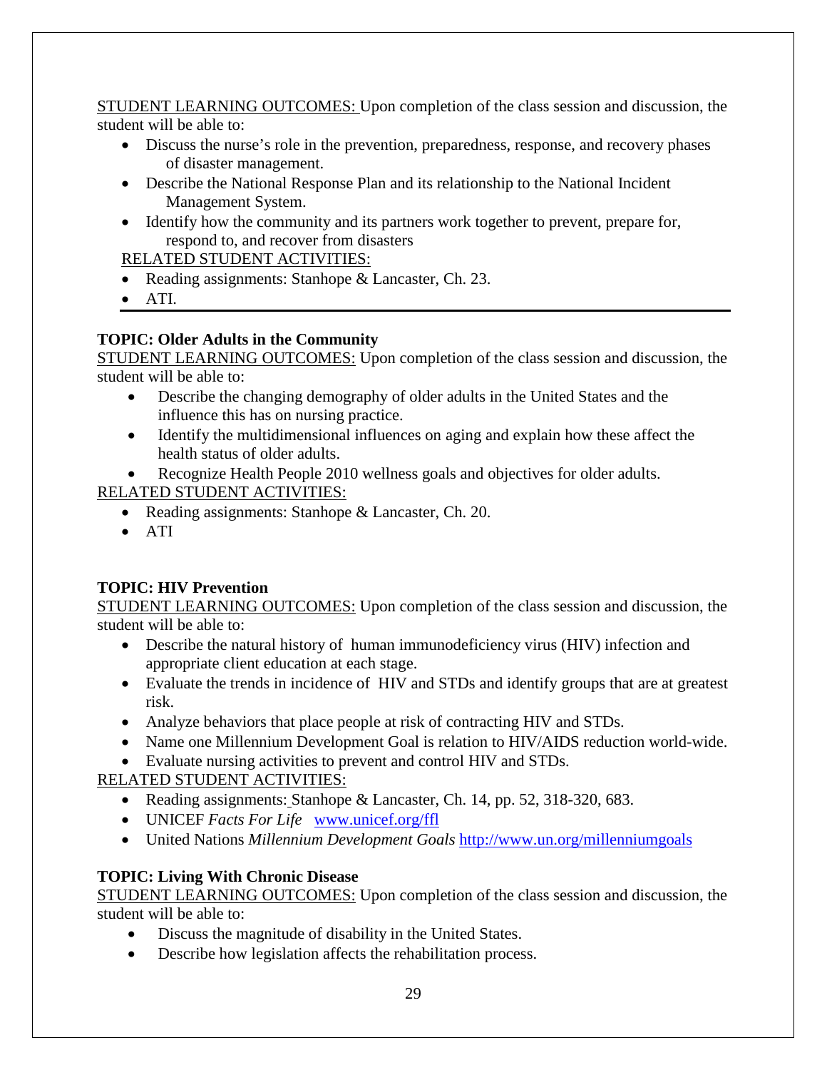STUDENT LEARNING OUTCOMES: Upon completion of the class session and discussion, the student will be able to:

- Discuss the nurse's role in the prevention, preparedness, response, and recovery phases of disaster management.
- Describe the National Response Plan and its relationship to the National Incident Management System.
- Identify how the community and its partners work together to prevent, prepare for, respond to, and recover from disasters

RELATED STUDENT ACTIVITIES:

- Reading assignments: Stanhope & Lancaster, Ch. 23.
- ATI.

---

**TOPIC: Older Adults in the Community**

STUDENT LEARNING OUTCOMES: Upon completion of the class session and discussion, the student will be able to:

- Describe the changing demography of older adults in the United States and the influence this has on nursing practice.
- Identify the multidimensional influences on aging and explain how these affect the health status of older adults.
- Recognize Health People 2010 wellness goals and objectives for older adults.

RELATED STUDENT ACTIVITIES:

- Reading assignments: Stanhope & Lancaster, Ch. 20.
- ATI

**TOPIC: HIV Prevention**

STUDENT LEARNING OUTCOMES: Upon completion of the class session and discussion, the student will be able to:

- Describe the natural history of human immunodeficiency virus (HIV) infection and appropriate client education at each stage.
- Evaluate the trends in incidence of HIV and STDs and identify groups that are at greatest risk.
- Analyze behaviors that place people at risk of contracting HIV and STDs.
- Name one Millennium Development Goal is relation to HIV/AIDS reduction world-wide.
- Evaluate nursing activities to prevent and control HIV and STDs.

RELATED STUDENT ACTIVITIES:

- Reading assignments: Stanhope & Lancaster, Ch. 14, pp. 52, 318-320, 683.
- UNICEF *Facts For Life* www.unicef.org/ffl
- United Nations *Millennium Development Goals* http://www.un.org/millenniumgoals

**TOPIC: Living With Chronic Disease**

STUDENT LEARNING OUTCOMES: Upon completion of the class session and discussion, the student will be able to:

- Discuss the magnitude of disability in the United States.
- Describe how legislation affects the rehabilitation process.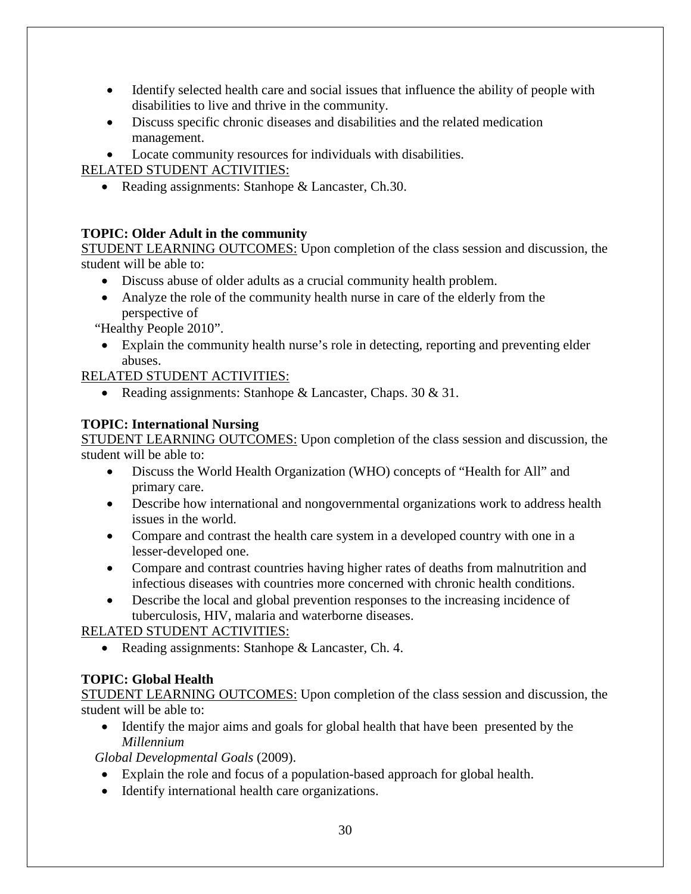- Identify selected health care and social issues that influence the ability of people with disabilities to live and thrive in the community.
- Discuss specific chronic diseases and disabilities and the related medication management.
- Locate community resources for individuals with disabilities.

RELATED STUDENT ACTIVITIES:

- Reading assignments: Stanhope & Lancaster, Ch.30.

**TOPIC: Older Adult in the community**

STUDENT LEARNING OUTCOMES: Upon completion of the class session and discussion, the student will be able to:

- Discuss abuse of older adults as a crucial community health problem.
- Analyze the role of the community health nurse in care of the elderly from the perspective of "Healthy People 2010".
- Explain the community health nurse's role in detecting, reporting and preventing elder abuses.

RELATED STUDENT ACTIVITIES:

- Reading assignments: Stanhope & Lancaster, Chaps. 30 & 31.

**TOPIC: International Nursing**

STUDENT LEARNING OUTCOMES: Upon completion of the class session and discussion, the student will be able to:

- Discuss the World Health Organization (WHO) concepts of "Health for All" and primary care.
- Describe how international and nongovernmental organizations work to address health issues in the world.
- Compare and contrast the health care system in a developed country with one in a lesser-developed one.
- Compare and contrast countries having higher rates of deaths from malnutrition and infectious diseases with countries more concerned with chronic health conditions.
- Describe the local and global prevention responses to the increasing incidence of tuberculosis, HIV, malaria and waterborne diseases.

RELATED STUDENT ACTIVITIES:

- Reading assignments: Stanhope & Lancaster, Ch. 4.

**TOPIC: Global Health**

STUDENT LEARNING OUTCOMES: Upon completion of the class session and discussion, the student will be able to:

- Identify the major aims and goals for global health that have been presented by the *Millennium Global Developmental Goals* (2009).
- Explain the role and focus of a population-based approach for global health.
- Identify international health care organizations.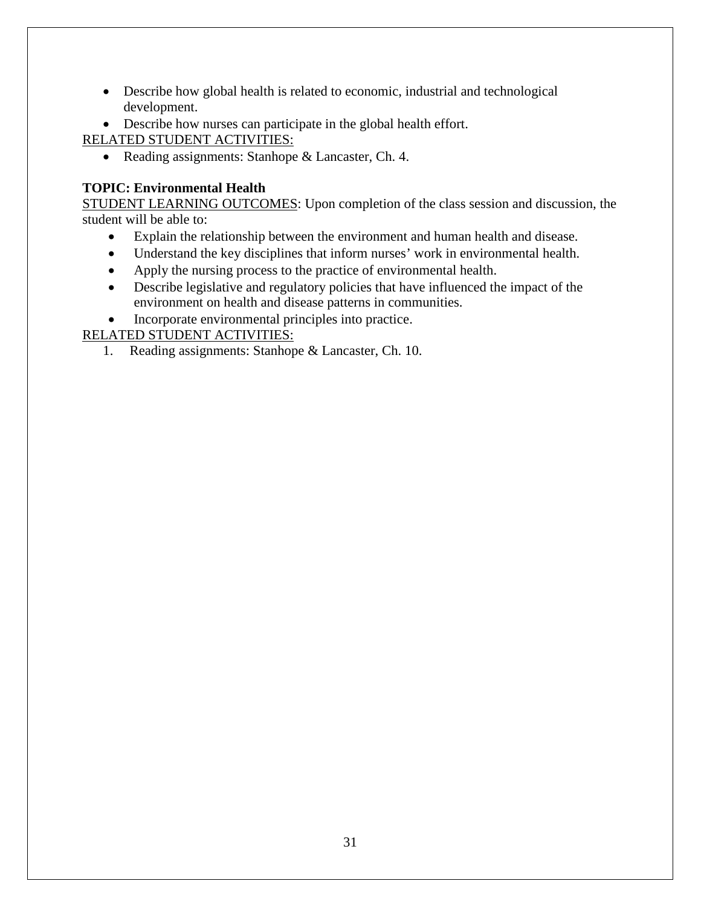- Describe how global health is related to economic, industrial and technological development.
- Describe how nurses can participate in the global health effort.

RELATED STUDENT ACTIVITIES:

- Reading assignments: Stanhope & Lancaster, Ch. 4.

**TOPIC: Environmental Health**

STUDENT LEARNING OUTCOMES: Upon completion of the class session and discussion, the student will be able to:

- Explain the relationship between the environment and human health and disease.
- Understand the key disciplines that inform nurses' work in environmental health.
- Apply the nursing process to the practice of environmental health.
- Describe legislative and regulatory policies that have influenced the impact of the environment on health and disease patterns in communities.
- Incorporate environmental principles into practice.

RELATED STUDENT ACTIVITIES:

1. Reading assignments: Stanhope & Lancaster, Ch. 10.